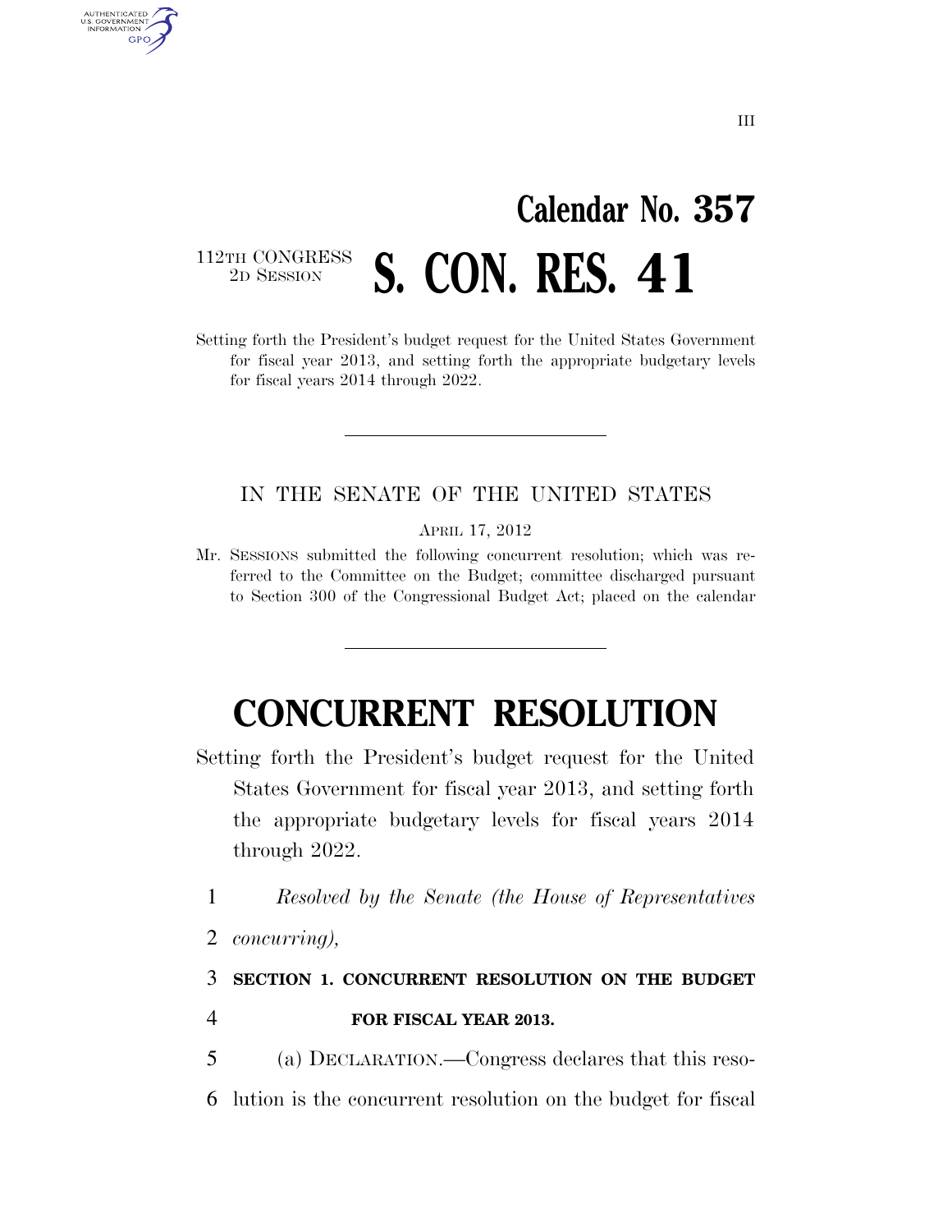III

# Calendar No. 357

112TH CONGRESS
2D SESSION

# S. CON. RES. 41

Setting forth the President's budget request for the United States Government for fiscal year 2013, and setting forth the appropriate budgetary levels for fiscal years 2014 through 2022.

---

IN THE SENATE OF THE UNITED STATES

APRIL 17, 2012

Mr. SESSIONS submitted the following concurrent resolution; which was referred to the Committee on the Budget; committee discharged pursuant to Section 300 of the Congressional Budget Act; placed on the calendar

---

# CONCURRENT RESOLUTION

Setting forth the President's budget request for the United States Government for fiscal year 2013, and setting forth the appropriate budgetary levels for fiscal years 2014 through 2022.

1 *Resolved by the Senate (the House of Representatives*
2 *concurring),*

3 **SECTION 1. CONCURRENT RESOLUTION ON THE BUDGET**
4 **FOR FISCAL YEAR 2013.**

5 (a) DECLARATION.—Congress declares that this reso-
6 lution is the concurrent resolution on the budget for fiscal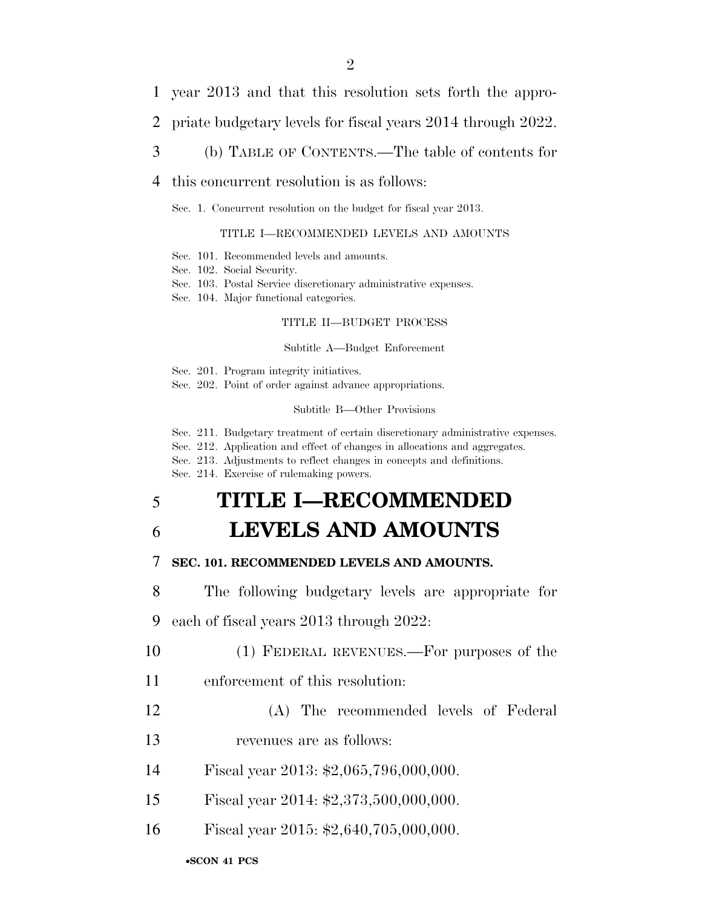year 2013 and that this resolution sets forth the appropriate budgetary levels for fiscal years 2014 through 2022.

(b) TABLE OF CONTENTS.—The table of contents for this concurrent resolution is as follows:

Sec. 1. Concurrent resolution on the budget for fiscal year 2013.

TITLE I—RECOMMENDED LEVELS AND AMOUNTS

Sec. 101. Recommended levels and amounts.
Sec. 102. Social Security.
Sec. 103. Postal Service discretionary administrative expenses.
Sec. 104. Major functional categories.

TITLE II—BUDGET PROCESS

Subtitle A—Budget Enforcement

Sec. 201. Program integrity initiatives.
Sec. 202. Point of order against advance appropriations.

Subtitle B—Other Provisions

Sec. 211. Budgetary treatment of certain discretionary administrative expenses.
Sec. 212. Application and effect of changes in allocations and aggregates.
Sec. 213. Adjustments to reflect changes in concepts and definitions.
Sec. 214. Exercise of rulemaking powers.

# TITLE I—RECOMMENDED LEVELS AND AMOUNTS

### SEC. 101. RECOMMENDED LEVELS AND AMOUNTS.

The following budgetary levels are appropriate for each of fiscal years 2013 through 2022:

(1) FEDERAL REVENUES.—For purposes of the enforcement of this resolution:

(A) The recommended levels of Federal revenues are as follows:

Fiscal year 2013: $2,065,796,000,000.

Fiscal year 2014: $2,373,500,000,000.

Fiscal year 2015: $2,640,705,000,000.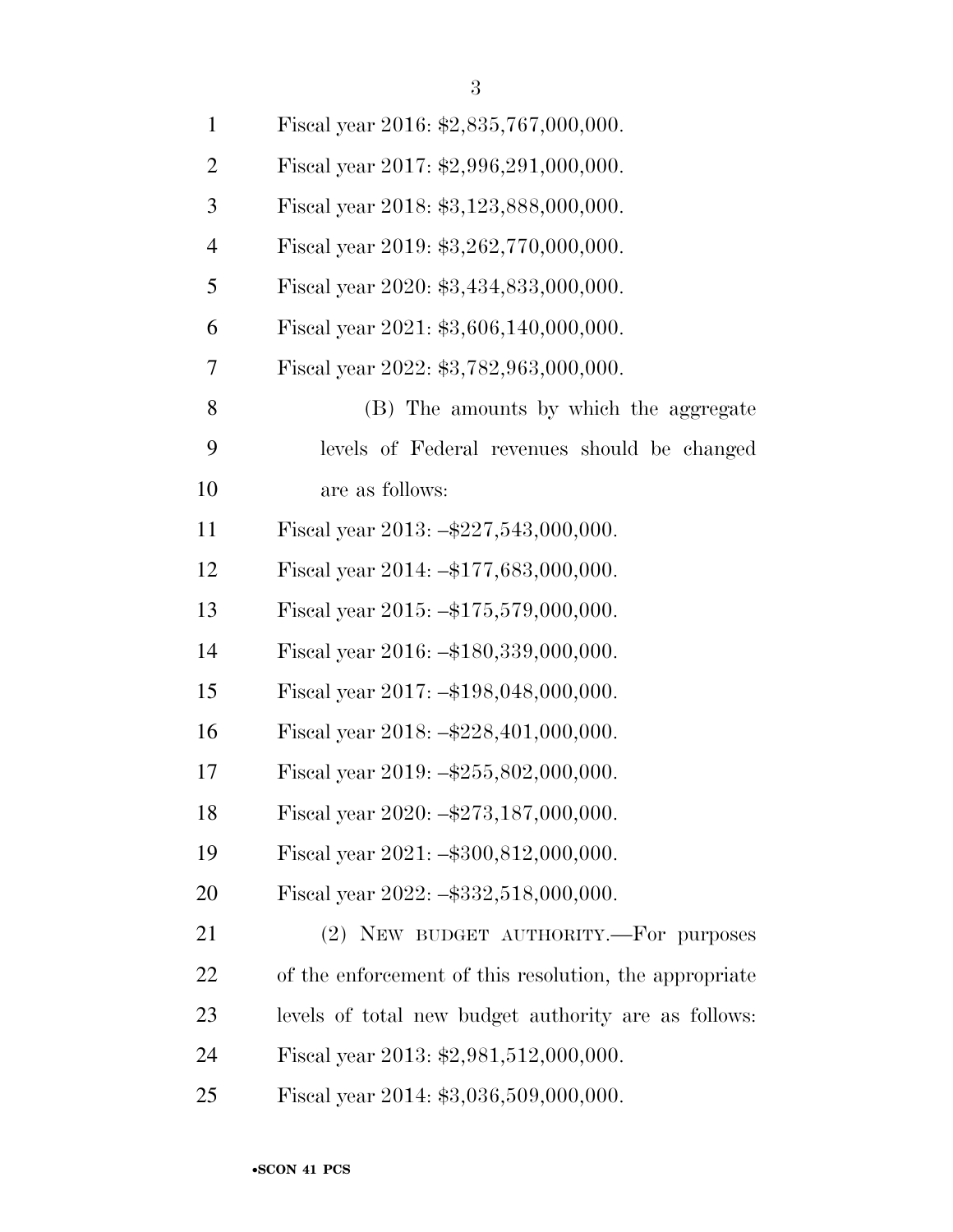Fiscal year 2016: $2,835,767,000,000.

Fiscal year 2017: $2,996,291,000,000.

Fiscal year 2018: $3,123,888,000,000.

Fiscal year 2019: $3,262,770,000,000.

Fiscal year 2020: $3,434,833,000,000.

Fiscal year 2021: $3,606,140,000,000.

Fiscal year 2022: $3,782,963,000,000.

(B) The amounts by which the aggregate levels of Federal revenues should be changed are as follows:

Fiscal year 2013: –$227,543,000,000.

Fiscal year 2014: –$177,683,000,000.

Fiscal year 2015: –$175,579,000,000.

Fiscal year 2016: –$180,339,000,000.

Fiscal year 2017: –$198,048,000,000.

Fiscal year 2018: –$228,401,000,000.

Fiscal year 2019: –$255,802,000,000.

Fiscal year 2020: –$273,187,000,000.

Fiscal year 2021: –$300,812,000,000.

Fiscal year 2022: –$332,518,000,000.

(2) NEW BUDGET AUTHORITY.—For purposes of the enforcement of this resolution, the appropriate levels of total new budget authority are as follows:

Fiscal year 2013: $2,981,512,000,000.

Fiscal year 2014: $3,036,509,000,000.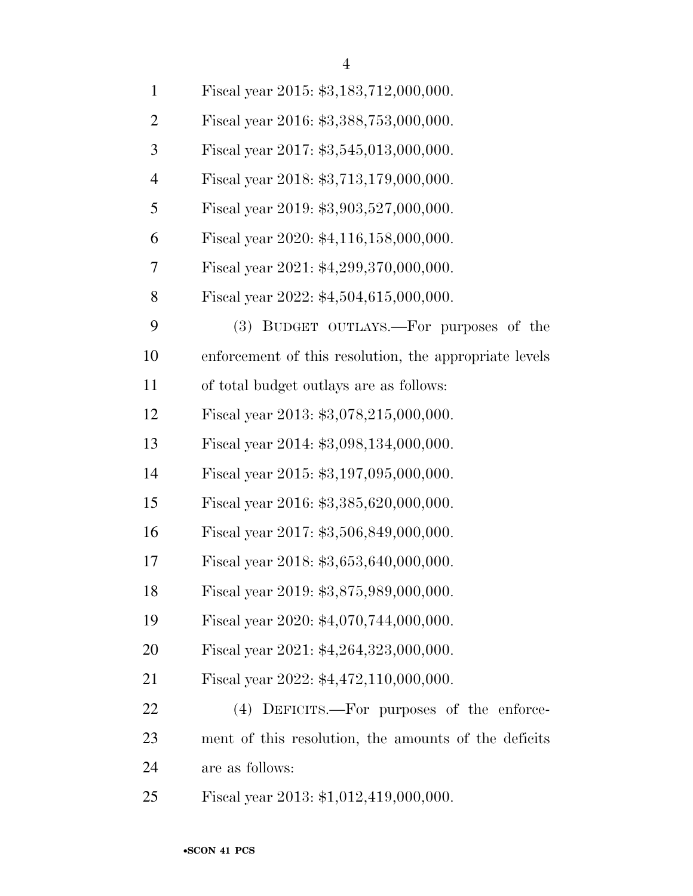Fiscal year 2015: $3,183,712,000,000.

Fiscal year 2016: $3,388,753,000,000.

Fiscal year 2017: $3,545,013,000,000.

Fiscal year 2018: $3,713,179,000,000.

Fiscal year 2019: $3,903,527,000,000.

Fiscal year 2020: $4,116,158,000,000.

Fiscal year 2021: $4,299,370,000,000.

Fiscal year 2022: $4,504,615,000,000.

(3) BUDGET OUTLAYS.—For purposes of the enforcement of this resolution, the appropriate levels of total budget outlays are as follows:

Fiscal year 2013: $3,078,215,000,000.

Fiscal year 2014: $3,098,134,000,000.

Fiscal year 2015: $3,197,095,000,000.

Fiscal year 2016: $3,385,620,000,000.

Fiscal year 2017: $3,506,849,000,000.

Fiscal year 2018: $3,653,640,000,000.

Fiscal year 2019: $3,875,989,000,000.

Fiscal year 2020: $4,070,744,000,000.

Fiscal year 2021: $4,264,323,000,000.

Fiscal year 2022: $4,472,110,000,000.

(4) DEFICITS.—For purposes of the enforcement of this resolution, the amounts of the deficits are as follows:

Fiscal year 2013: $1,012,419,000,000.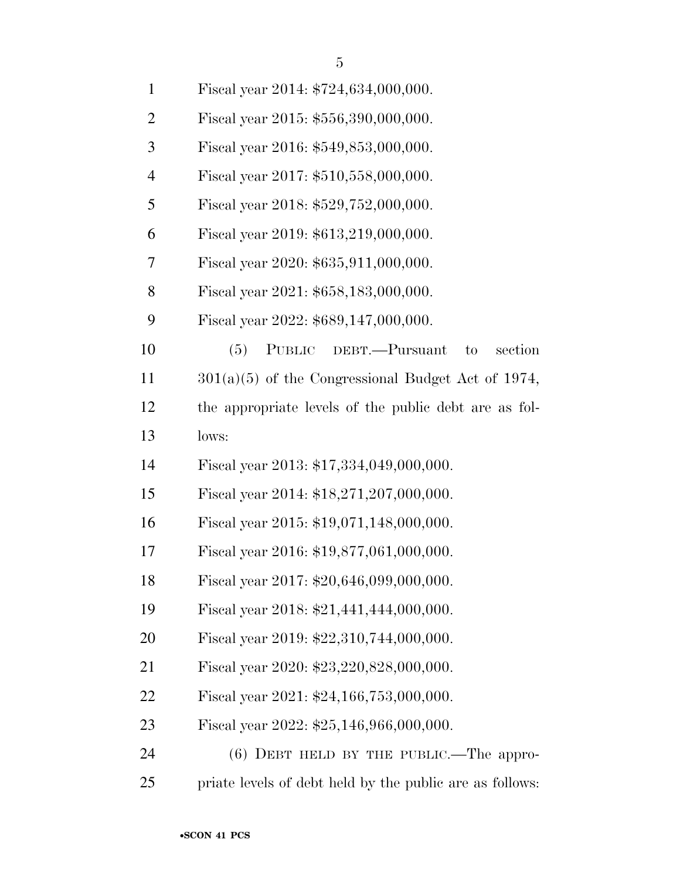Fiscal year 2014: $724,634,000,000.

Fiscal year 2015: $556,390,000,000.

Fiscal year 2016: $549,853,000,000.

Fiscal year 2017: $510,558,000,000.

Fiscal year 2018: $529,752,000,000.

Fiscal year 2019: $613,219,000,000.

Fiscal year 2020: $635,911,000,000.

Fiscal year 2021: $658,183,000,000.

Fiscal year 2022: $689,147,000,000.

(5) PUBLIC DEBT.—Pursuant to section 301(a)(5) of the Congressional Budget Act of 1974, the appropriate levels of the public debt are as follows:

Fiscal year 2013: $17,334,049,000,000.

Fiscal year 2014: $18,271,207,000,000.

Fiscal year 2015: $19,071,148,000,000.

Fiscal year 2016: $19,877,061,000,000.

Fiscal year 2017: $20,646,099,000,000.

Fiscal year 2018: $21,441,444,000,000.

Fiscal year 2019: $22,310,744,000,000.

Fiscal year 2020: $23,220,828,000,000.

Fiscal year 2021: $24,166,753,000,000.

Fiscal year 2022: $25,146,966,000,000.

(6) DEBT HELD BY THE PUBLIC.—The appropriate levels of debt held by the public are as follows: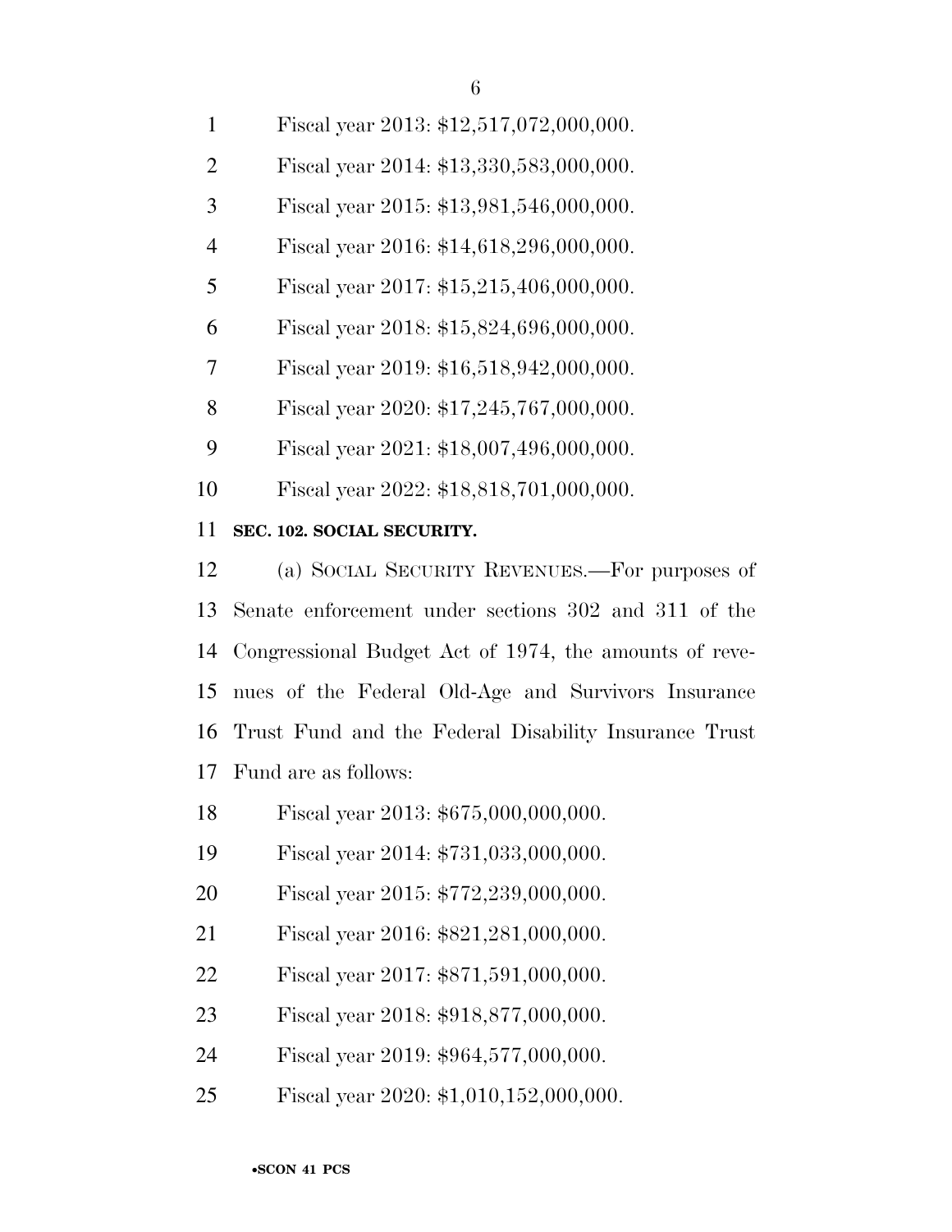Fiscal year 2013: $12,517,072,000,000.

Fiscal year 2014: $13,330,583,000,000.

Fiscal year 2015: $13,981,546,000,000.

Fiscal year 2016: $14,618,296,000,000.

Fiscal year 2017: $15,215,406,000,000.

Fiscal year 2018: $15,824,696,000,000.

Fiscal year 2019: $16,518,942,000,000.

Fiscal year 2020: $17,245,767,000,000.

Fiscal year 2021: $18,007,496,000,000.

Fiscal year 2022: $18,818,701,000,000.

**SEC. 102. SOCIAL SECURITY.**

(a) SOCIAL SECURITY REVENUES.—For purposes of Senate enforcement under sections 302 and 311 of the Congressional Budget Act of 1974, the amounts of revenues of the Federal Old-Age and Survivors Insurance Trust Fund and the Federal Disability Insurance Trust Fund are as follows:

Fiscal year 2013: $675,000,000,000.

Fiscal year 2014: $731,033,000,000.

Fiscal year 2015: $772,239,000,000.

Fiscal year 2016: $821,281,000,000.

Fiscal year 2017: $871,591,000,000.

Fiscal year 2018: $918,877,000,000.

Fiscal year 2019: $964,577,000,000.

Fiscal year 2020: $1,010,152,000,000.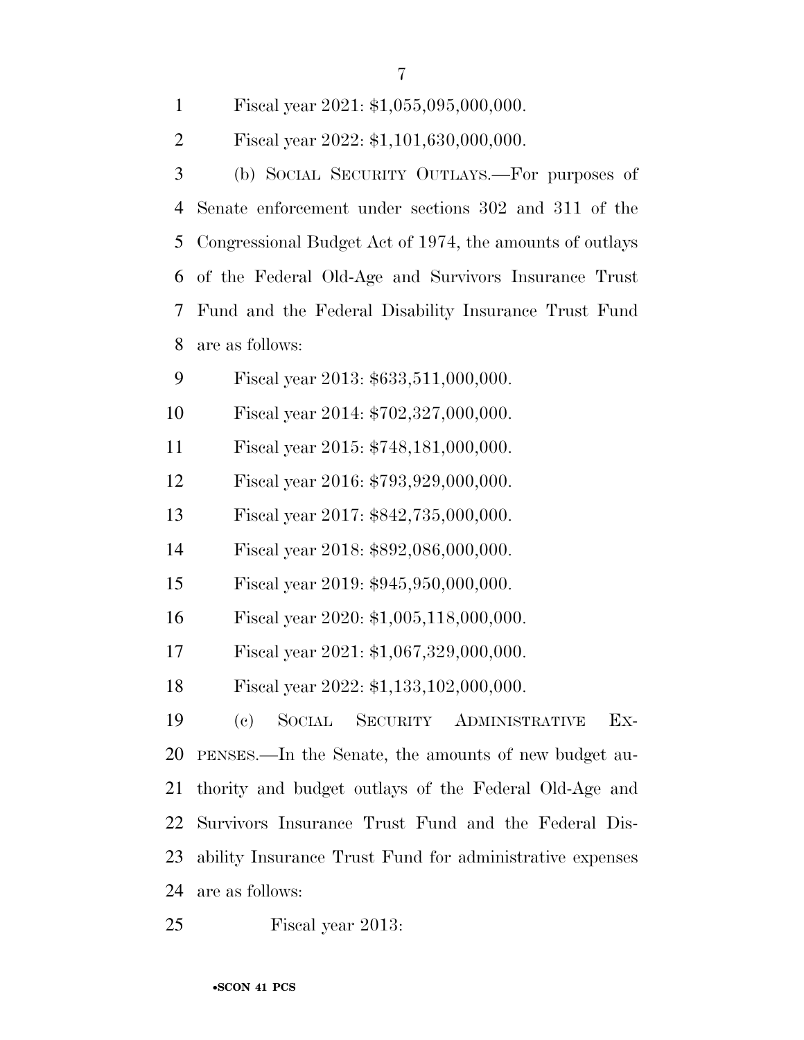Fiscal year 2021: $1,055,095,000,000.

Fiscal year 2022: $1,101,630,000,000.

(b) SOCIAL SECURITY OUTLAYS.—For purposes of Senate enforcement under sections 302 and 311 of the Congressional Budget Act of 1974, the amounts of outlays of the Federal Old-Age and Survivors Insurance Trust Fund and the Federal Disability Insurance Trust Fund are as follows:

Fiscal year 2013: $633,511,000,000.

Fiscal year 2014: $702,327,000,000.

Fiscal year 2015: $748,181,000,000.

Fiscal year 2016: $793,929,000,000.

Fiscal year 2017: $842,735,000,000.

Fiscal year 2018: $892,086,000,000.

Fiscal year 2019: $945,950,000,000.

Fiscal year 2020: $1,005,118,000,000.

Fiscal year 2021: $1,067,329,000,000.

Fiscal year 2022: $1,133,102,000,000.

(c) SOCIAL SECURITY ADMINISTRATIVE EXPENSES.—In the Senate, the amounts of new budget authority and budget outlays of the Federal Old-Age and Survivors Insurance Trust Fund and the Federal Disability Insurance Trust Fund for administrative expenses are as follows:

Fiscal year 2013: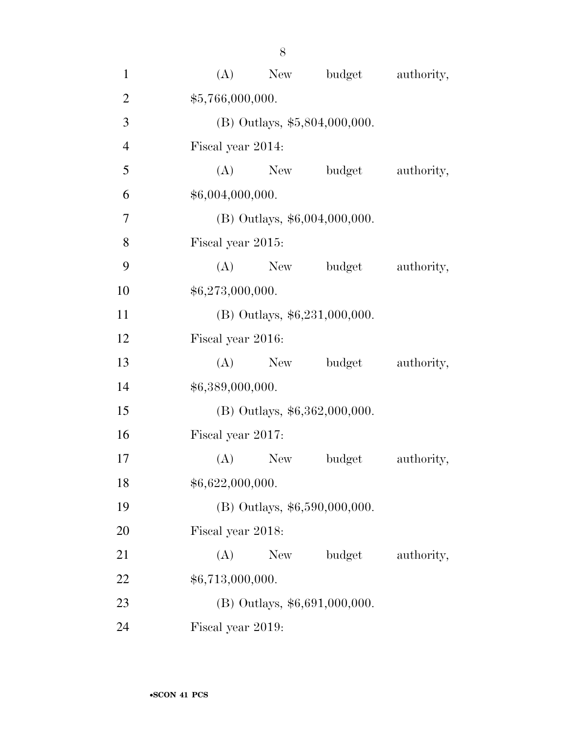(A) New budget authority, $5,766,000,000.

(B) Outlays, $5,804,000,000.

Fiscal year 2014:

(A) New budget authority, $6,004,000,000.

(B) Outlays, $6,004,000,000.

Fiscal year 2015:

(A) New budget authority, $6,273,000,000.

(B) Outlays, $6,231,000,000.

Fiscal year 2016:

(A) New budget authority, $6,389,000,000.

(B) Outlays, $6,362,000,000.

Fiscal year 2017:

(A) New budget authority, $6,622,000,000.

(B) Outlays, $6,590,000,000.

Fiscal year 2018:

(A) New budget authority, $6,713,000,000.

(B) Outlays, $6,691,000,000.

Fiscal year 2019: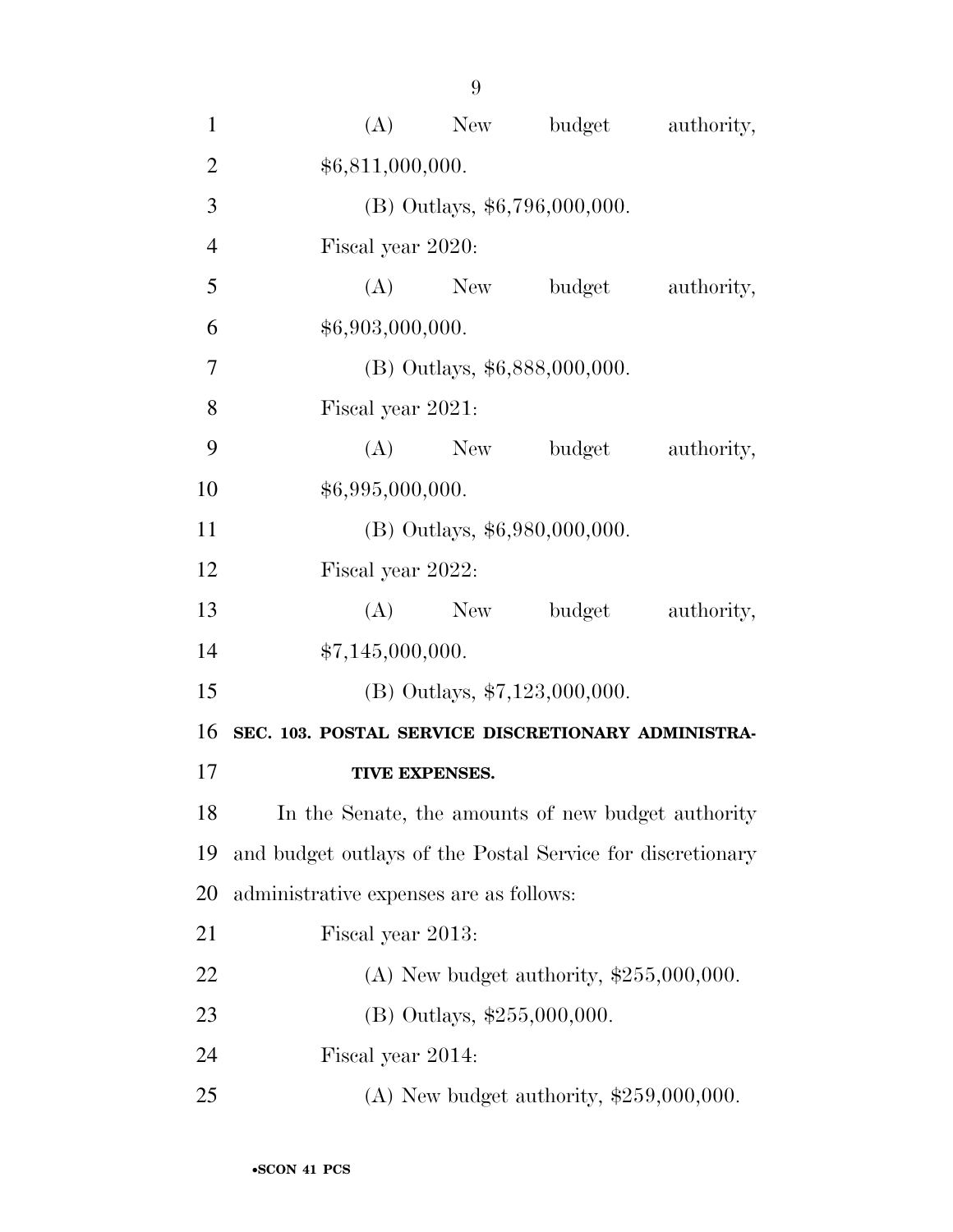(A) New budget authority, $6,811,000,000.

(B) Outlays, $6,796,000,000.

Fiscal year 2020:

(A) New budget authority, $6,903,000,000.

(B) Outlays, $6,888,000,000.

Fiscal year 2021:

(A) New budget authority, $6,995,000,000.

(B) Outlays, $6,980,000,000.

Fiscal year 2022:

(A) New budget authority, $7,145,000,000.

(B) Outlays, $7,123,000,000.

**SEC. 103. POSTAL SERVICE DISCRETIONARY ADMINISTRATIVE EXPENSES.**

In the Senate, the amounts of new budget authority and budget outlays of the Postal Service for discretionary administrative expenses are as follows:

Fiscal year 2013:

(A) New budget authority, $255,000,000.

(B) Outlays, $255,000,000.

Fiscal year 2014:

(A) New budget authority, $259,000,000.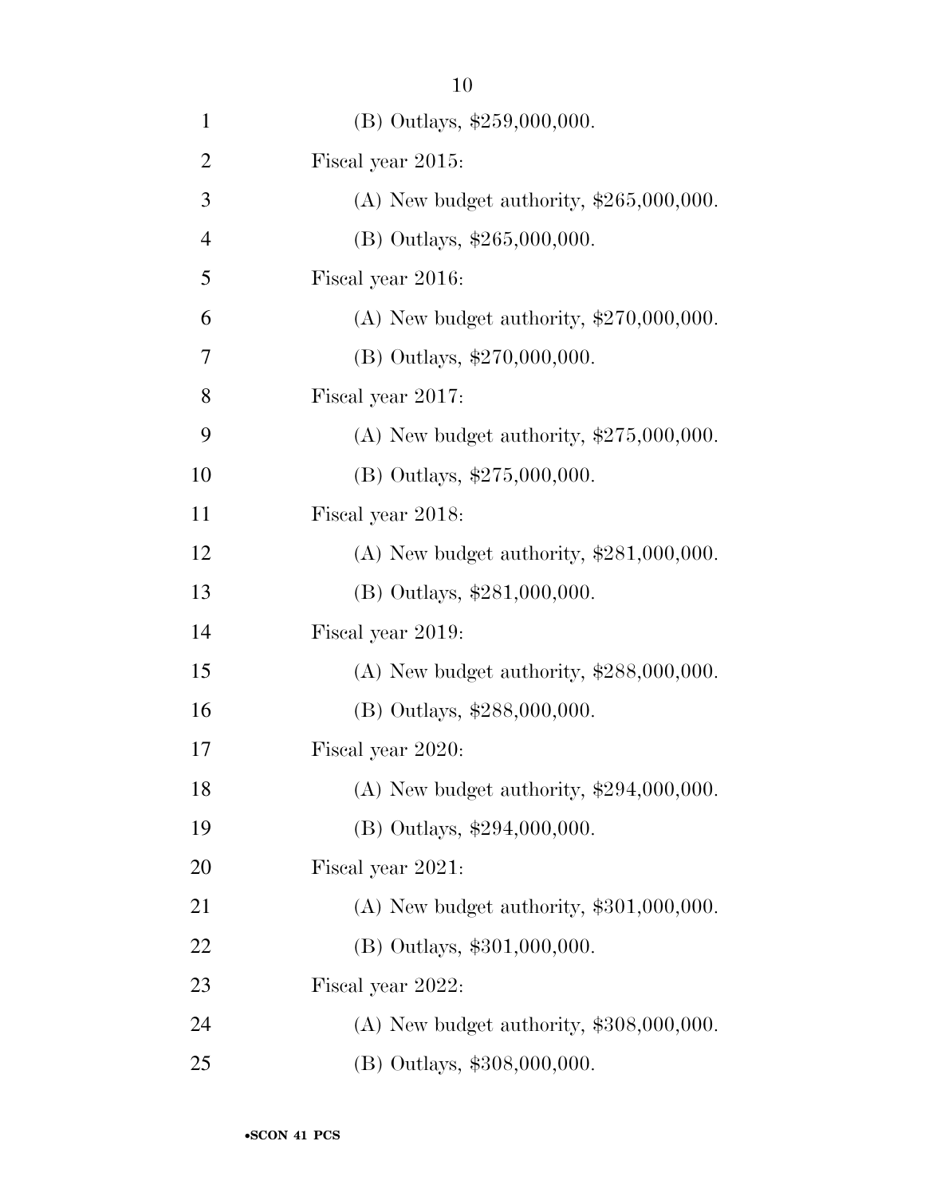(B) Outlays, $259,000,000.

Fiscal year 2015:

(A) New budget authority, $265,000,000.

(B) Outlays, $265,000,000.

Fiscal year 2016:

(A) New budget authority, $270,000,000.

(B) Outlays, $270,000,000.

Fiscal year 2017:

(A) New budget authority, $275,000,000.

(B) Outlays, $275,000,000.

Fiscal year 2018:

(A) New budget authority, $281,000,000.

(B) Outlays, $281,000,000.

Fiscal year 2019:

(A) New budget authority, $288,000,000.

(B) Outlays, $288,000,000.

Fiscal year 2020:

(A) New budget authority, $294,000,000.

(B) Outlays, $294,000,000.

Fiscal year 2021:

(A) New budget authority, $301,000,000.

(B) Outlays, $301,000,000.

Fiscal year 2022:

(A) New budget authority, $308,000,000.

(B) Outlays, $308,000,000.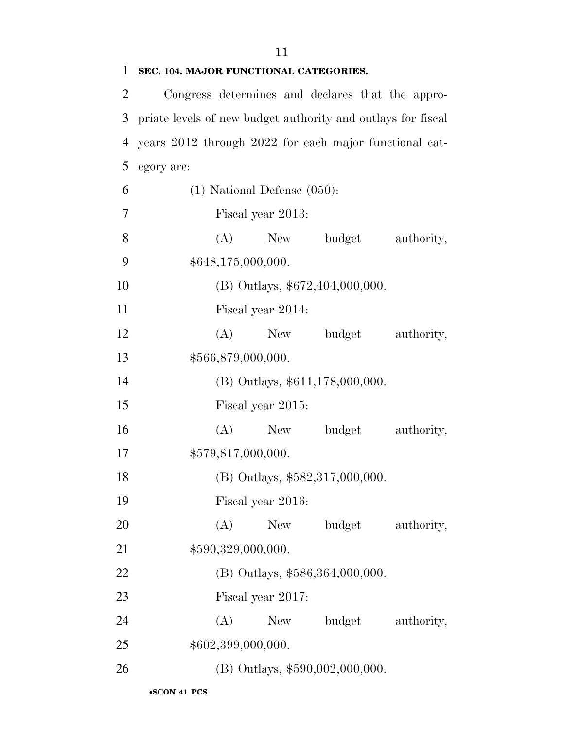**SEC. 104. MAJOR FUNCTIONAL CATEGORIES.**

Congress determines and declares that the appropriate levels of new budget authority and outlays for fiscal years 2012 through 2022 for each major functional category are:

(1) National Defense (050):

Fiscal year 2013:

(A) New budget authority, $648,175,000,000.

(B) Outlays, $672,404,000,000.

Fiscal year 2014:

(A) New budget authority, $566,879,000,000.

(B) Outlays, $611,178,000,000.

Fiscal year 2015:

(A) New budget authority, $579,817,000,000.

(B) Outlays, $582,317,000,000.

Fiscal year 2016:

(A) New budget authority, $590,329,000,000.

(B) Outlays, $586,364,000,000.

Fiscal year 2017:

(A) New budget authority, $602,399,000,000.

(B) Outlays, $590,002,000,000.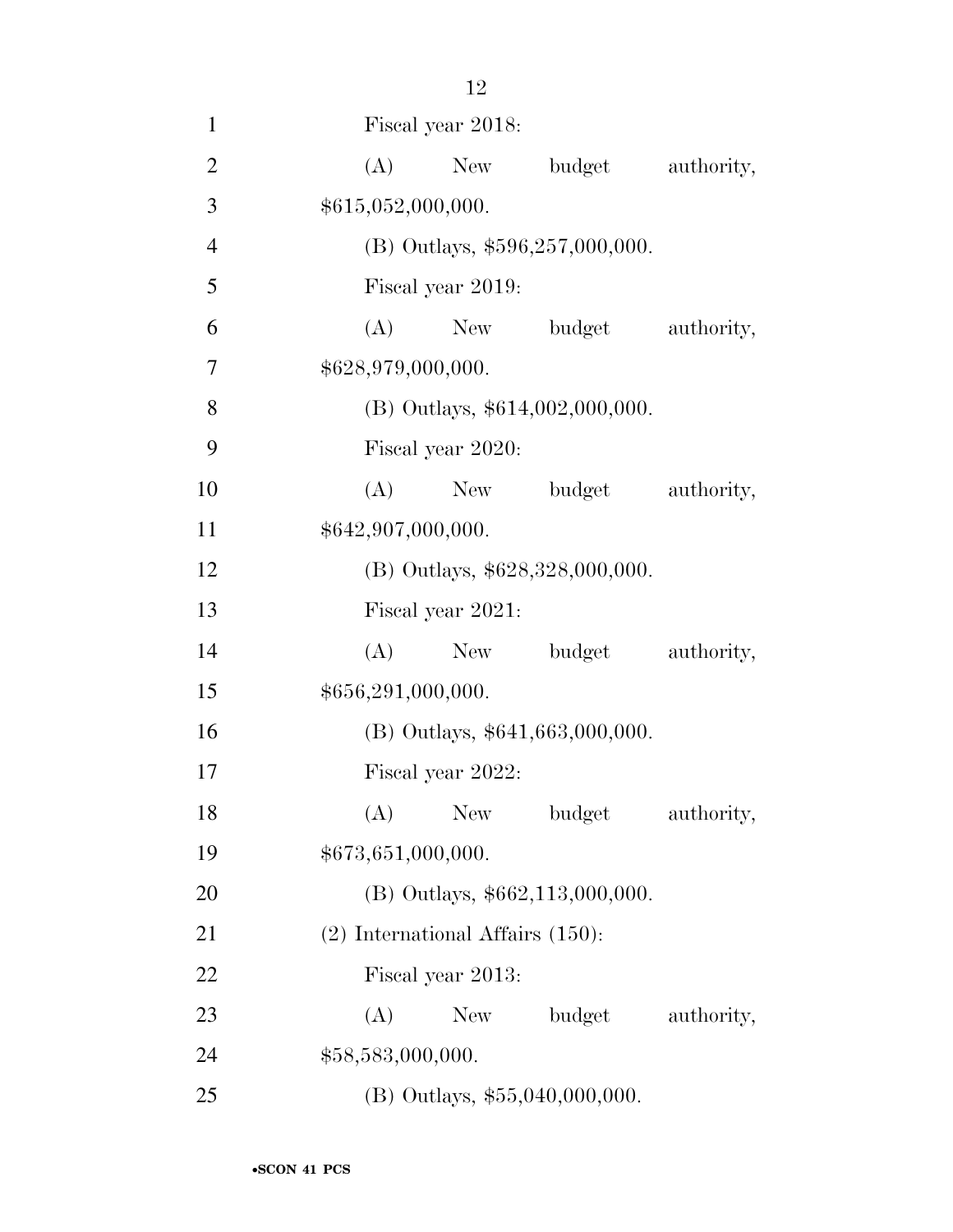Fiscal year 2018:

(A) New budget authority, $615,052,000,000.

(B) Outlays, $596,257,000,000.

Fiscal year 2019:

(A) New budget authority, $628,979,000,000.

(B) Outlays, $614,002,000,000.

Fiscal year 2020:

(A) New budget authority, $642,907,000,000.

(B) Outlays, $628,328,000,000.

Fiscal year 2021:

(A) New budget authority, $656,291,000,000.

(B) Outlays, $641,663,000,000.

Fiscal year 2022:

(A) New budget authority, $673,651,000,000.

(B) Outlays, $662,113,000,000.

(2) International Affairs (150):

Fiscal year 2013:

(A) New budget authority, $58,583,000,000.

(B) Outlays, $55,040,000,000.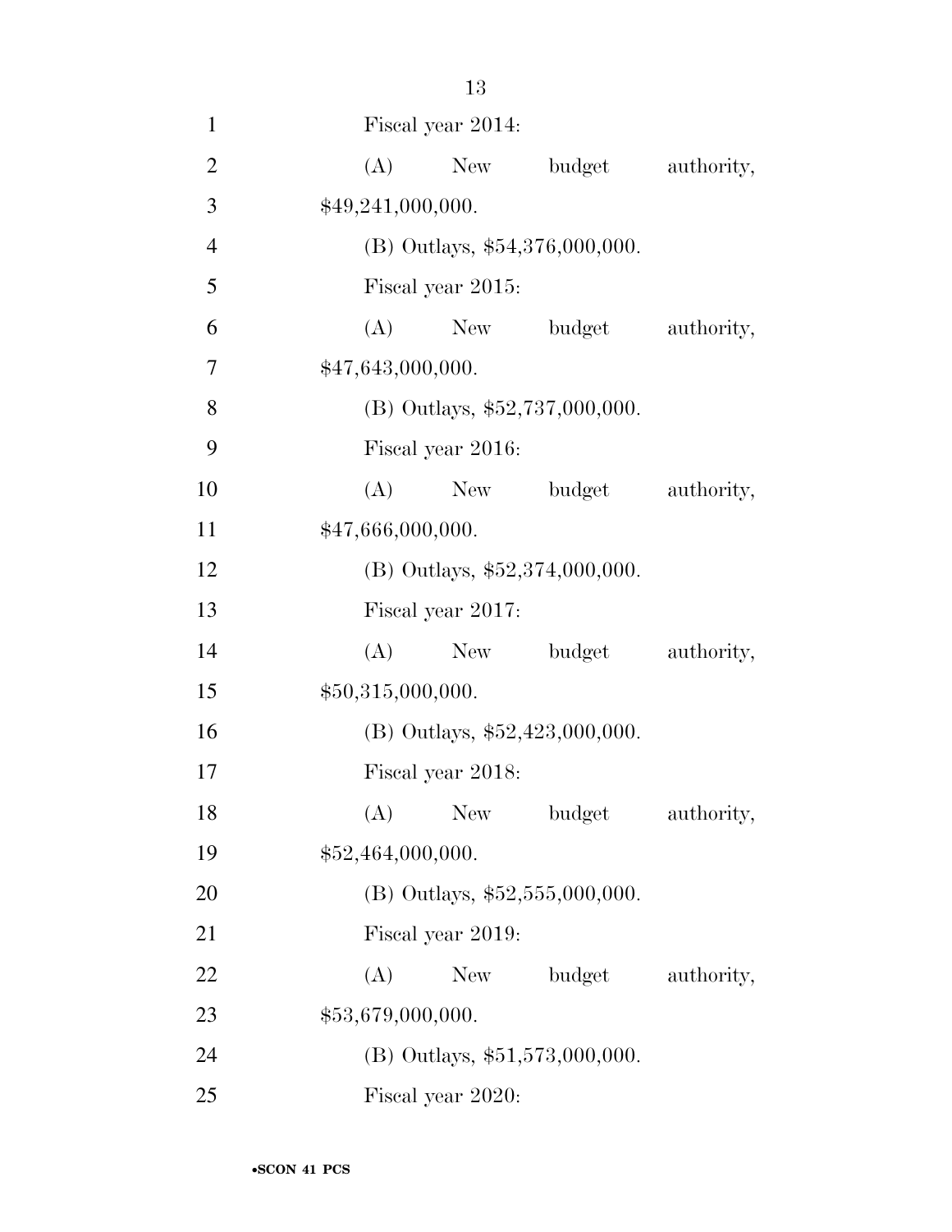Fiscal year 2014:

(A) New budget authority, $49,241,000,000.

(B) Outlays, $54,376,000,000.

Fiscal year 2015:

(A) New budget authority, $47,643,000,000.

(B) Outlays, $52,737,000,000.

Fiscal year 2016:

(A) New budget authority, $47,666,000,000.

(B) Outlays, $52,374,000,000.

Fiscal year 2017:

(A) New budget authority, $50,315,000,000.

(B) Outlays, $52,423,000,000.

Fiscal year 2018:

(A) New budget authority, $52,464,000,000.

(B) Outlays, $52,555,000,000.

Fiscal year 2019:

(A) New budget authority, $53,679,000,000.

(B) Outlays, $51,573,000,000.

Fiscal year 2020: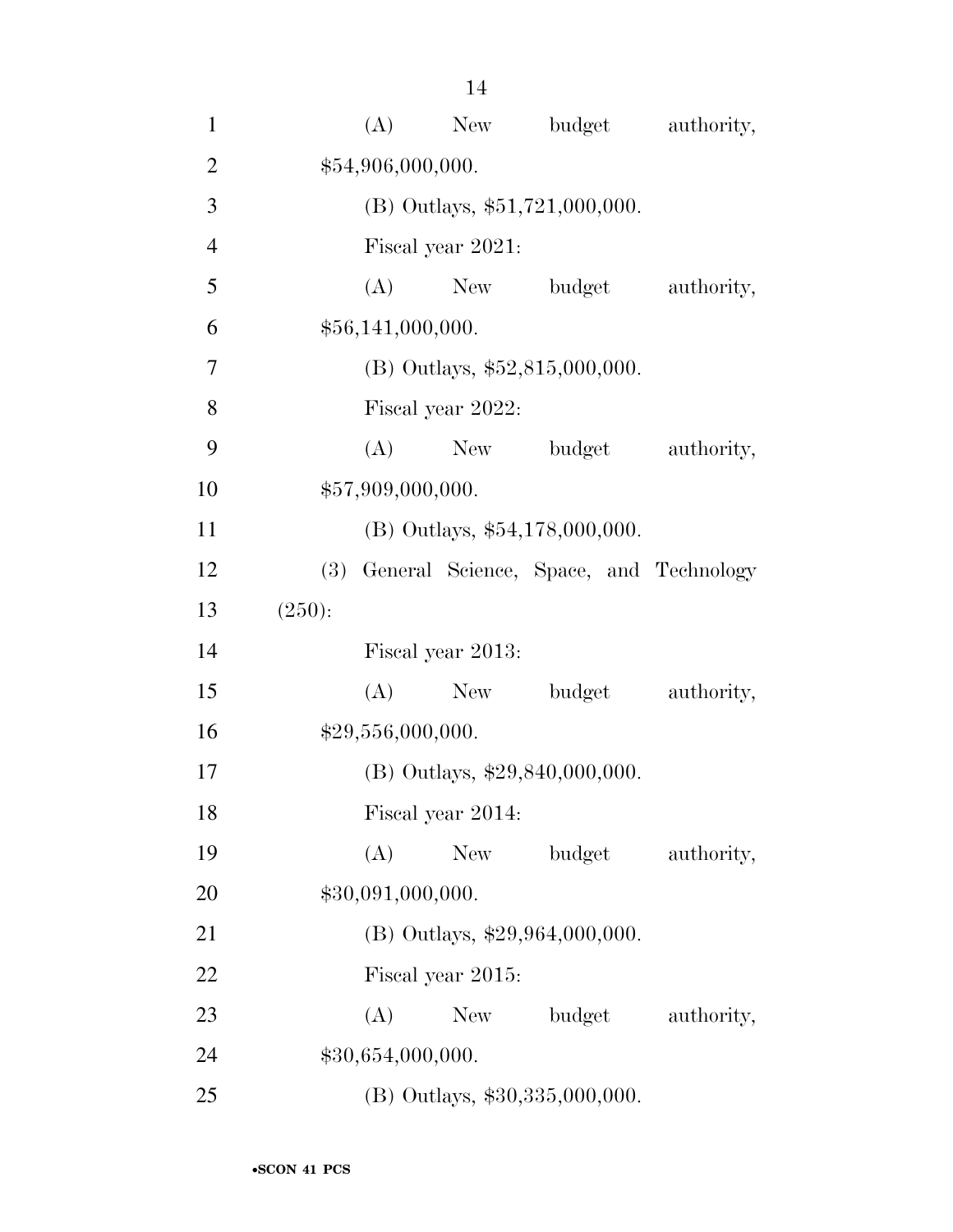(A) New budget authority, $54,906,000,000.

(B) Outlays, $51,721,000,000.

Fiscal year 2021:

(A) New budget authority, $56,141,000,000.

(B) Outlays, $52,815,000,000.

Fiscal year 2022:

(A) New budget authority, $57,909,000,000.

(B) Outlays, $54,178,000,000.

(3) General Science, Space, and Technology (250):

Fiscal year 2013:

(A) New budget authority, $29,556,000,000.

(B) Outlays, $29,840,000,000.

Fiscal year 2014:

(A) New budget authority, $30,091,000,000.

(B) Outlays, $29,964,000,000.

Fiscal year 2015:

(A) New budget authority, $30,654,000,000.

(B) Outlays, $30,335,000,000.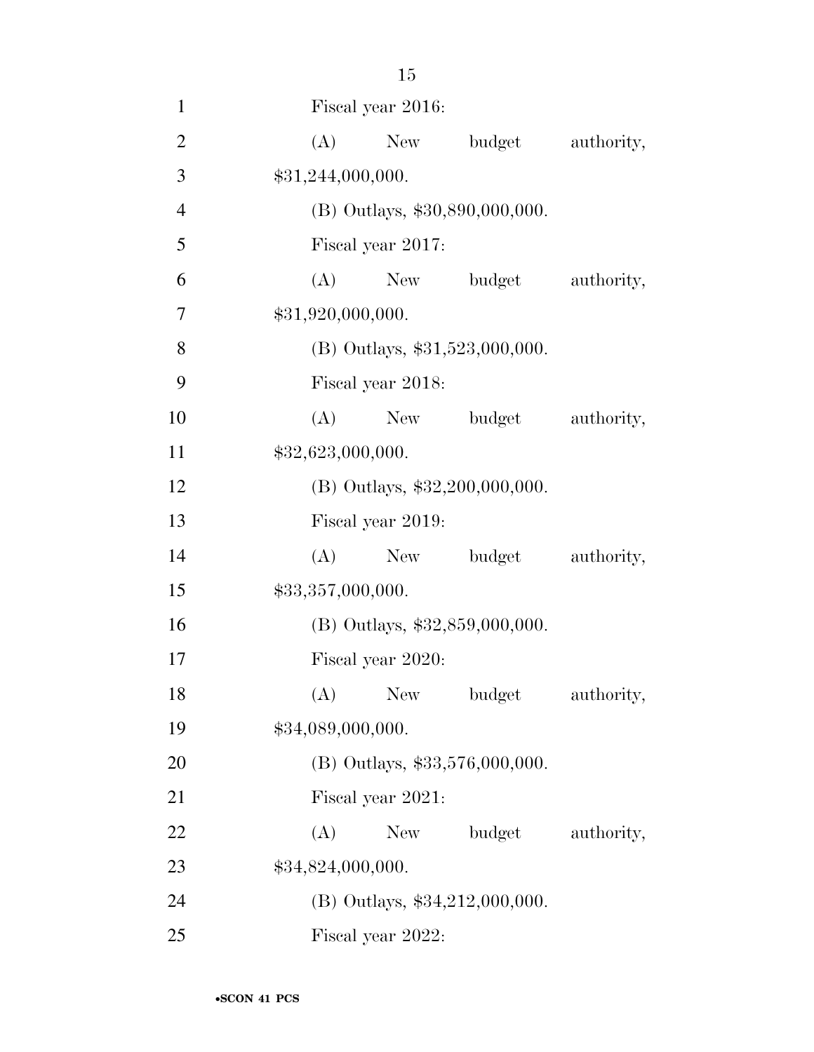Fiscal year 2016:

(A) New budget authority, $31,244,000,000.

(B) Outlays, $30,890,000,000.

Fiscal year 2017:

(A) New budget authority, $31,920,000,000.

(B) Outlays, $31,523,000,000.

Fiscal year 2018:

(A) New budget authority, $32,623,000,000.

(B) Outlays, $32,200,000,000.

Fiscal year 2019:

(A) New budget authority, $33,357,000,000.

(B) Outlays, $32,859,000,000.

Fiscal year 2020:

(A) New budget authority, $34,089,000,000.

(B) Outlays, $33,576,000,000.

Fiscal year 2021:

(A) New budget authority, $34,824,000,000.

(B) Outlays, $34,212,000,000.

Fiscal year 2022: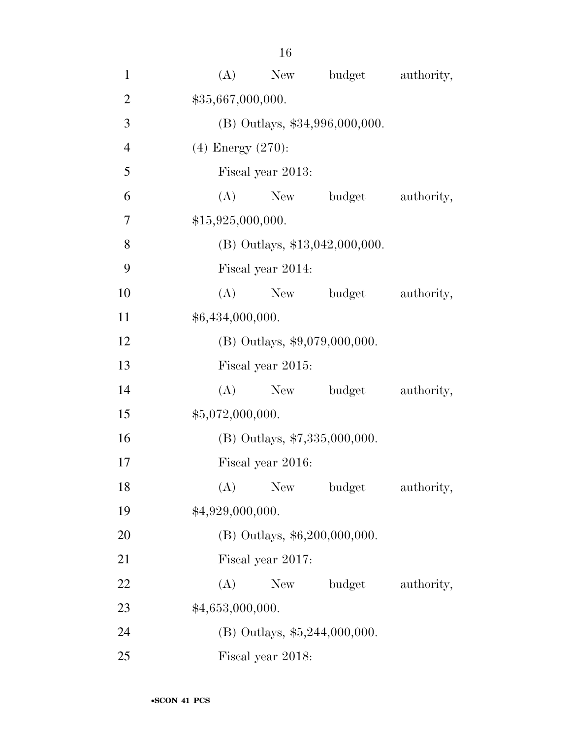(A) New budget authority, $35,667,000,000.

(B) Outlays, $34,996,000,000.

(4) Energy (270):

Fiscal year 2013:

(A) New budget authority, $15,925,000,000.

(B) Outlays, $13,042,000,000.

Fiscal year 2014:

(A) New budget authority, $6,434,000,000.

(B) Outlays, $9,079,000,000.

Fiscal year 2015:

(A) New budget authority, $5,072,000,000.

(B) Outlays, $7,335,000,000.

Fiscal year 2016:

(A) New budget authority, $4,929,000,000.

(B) Outlays, $6,200,000,000.

Fiscal year 2017:

(A) New budget authority, $4,653,000,000.

(B) Outlays, $5,244,000,000.

Fiscal year 2018: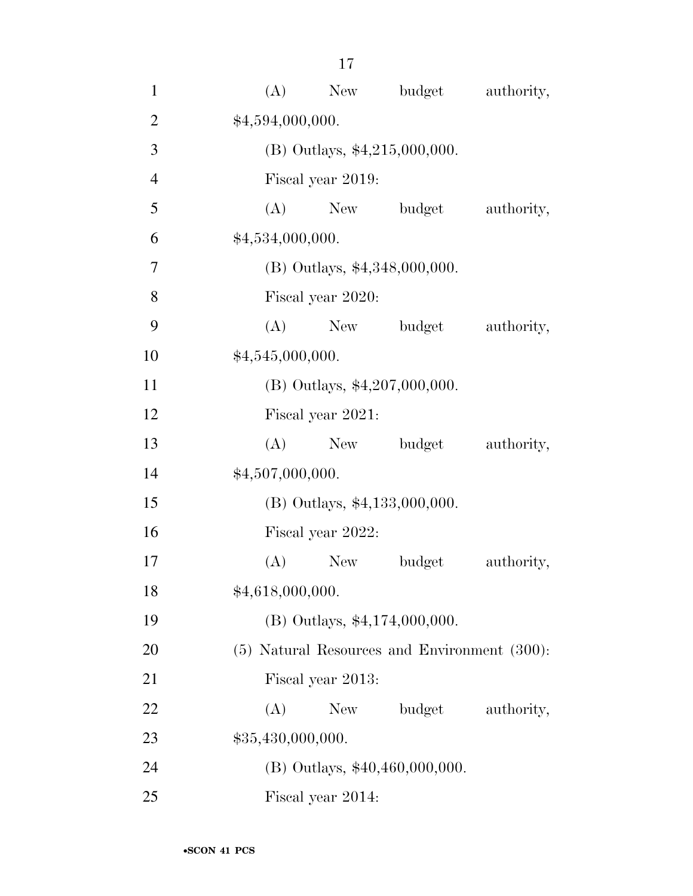(A) New budget authority, $4,594,000,000.

(B) Outlays, $4,215,000,000.

Fiscal year 2019:

(A) New budget authority, $4,534,000,000.

(B) Outlays, $4,348,000,000.

Fiscal year 2020:

(A) New budget authority, $4,545,000,000.

(B) Outlays, $4,207,000,000.

Fiscal year 2021:

(A) New budget authority, $4,507,000,000.

(B) Outlays, $4,133,000,000.

Fiscal year 2022:

(A) New budget authority, $4,618,000,000.

(B) Outlays, $4,174,000,000.

(5) Natural Resources and Environment (300):

Fiscal year 2013:

(A) New budget authority, $35,430,000,000.

(B) Outlays, $40,460,000,000.

Fiscal year 2014: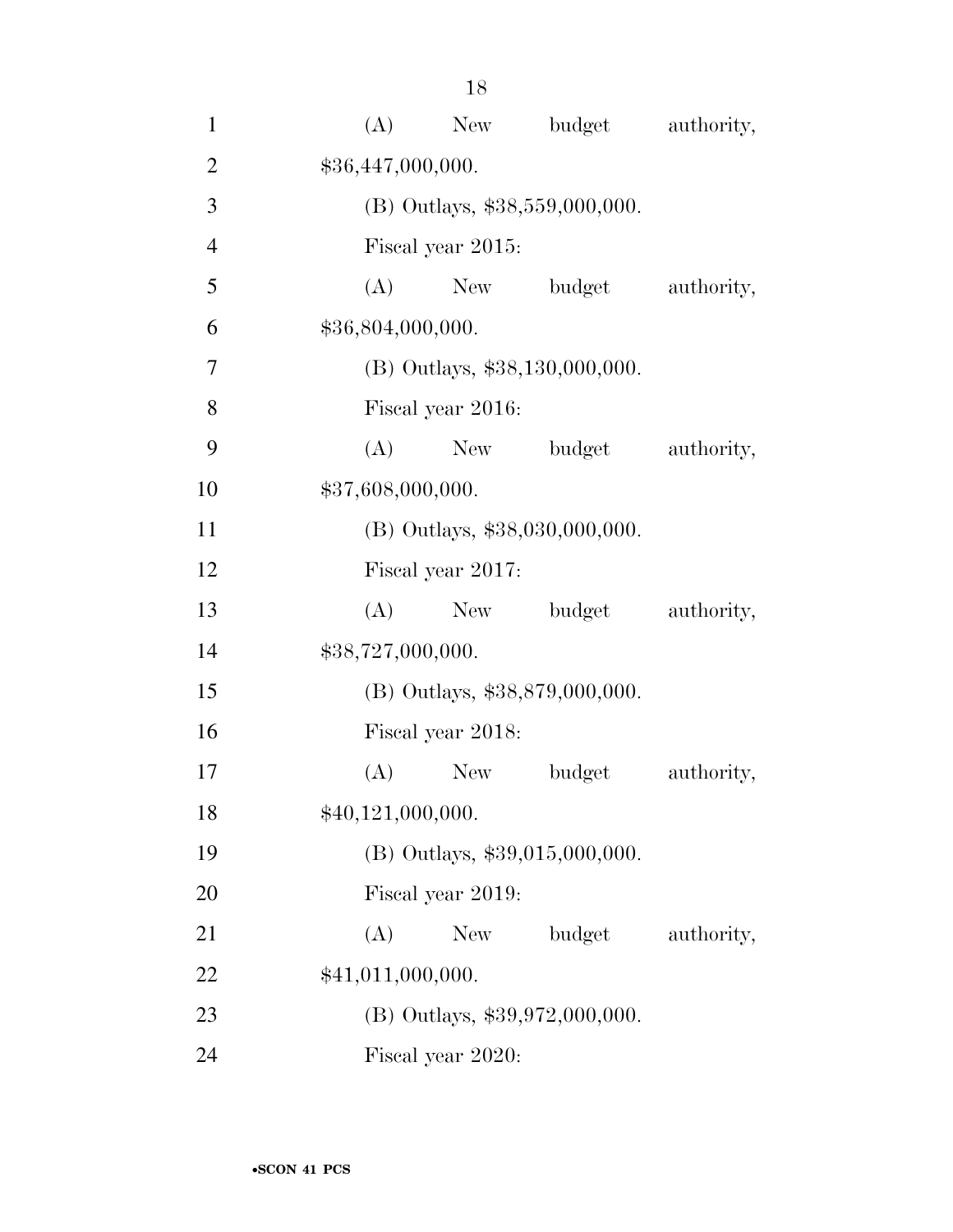(A) New budget authority, $36,447,000,000.

(B) Outlays, $38,559,000,000.

Fiscal year 2015:

(A) New budget authority, $36,804,000,000.

(B) Outlays, $38,130,000,000.

Fiscal year 2016:

(A) New budget authority, $37,608,000,000.

(B) Outlays, $38,030,000,000.

Fiscal year 2017:

(A) New budget authority, $38,727,000,000.

(B) Outlays, $38,879,000,000.

Fiscal year 2018:

(A) New budget authority, $40,121,000,000.

(B) Outlays, $39,015,000,000.

Fiscal year 2019:

(A) New budget authority, $41,011,000,000.

(B) Outlays, $39,972,000,000.

Fiscal year 2020: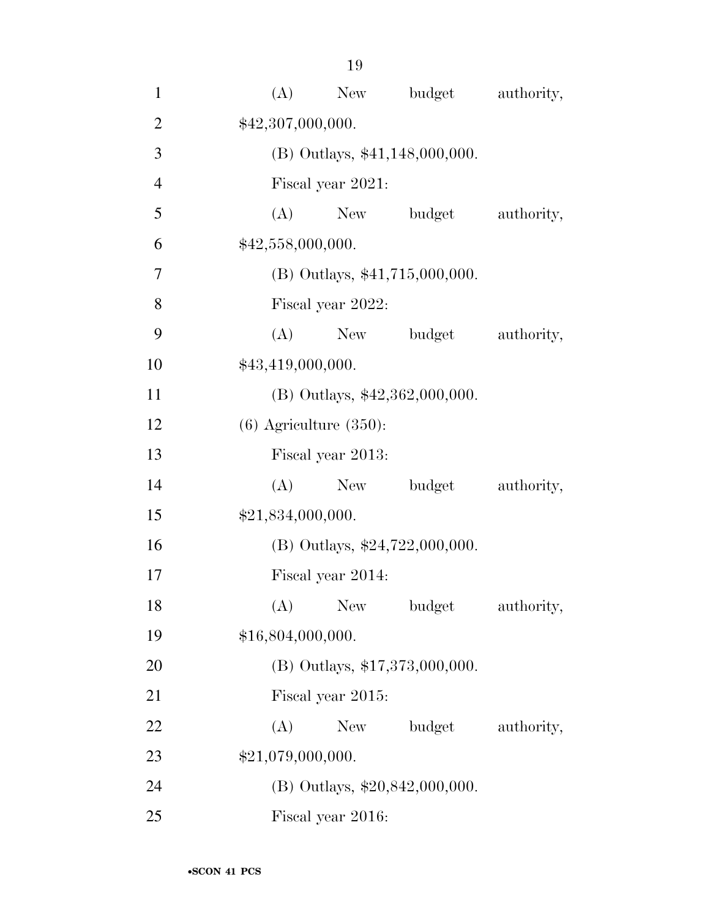(A) New budget authority, $42,307,000,000.

(B) Outlays, $41,148,000,000.

Fiscal year 2021:

(A) New budget authority, $42,558,000,000.

(B) Outlays, $41,715,000,000.

Fiscal year 2022:

(A) New budget authority, $43,419,000,000.

(B) Outlays, $42,362,000,000.

(6) Agriculture (350):

Fiscal year 2013:

(A) New budget authority, $21,834,000,000.

(B) Outlays, $24,722,000,000.

Fiscal year 2014:

(A) New budget authority, $16,804,000,000.

(B) Outlays, $17,373,000,000.

Fiscal year 2015:

(A) New budget authority, $21,079,000,000.

(B) Outlays, $20,842,000,000.

Fiscal year 2016: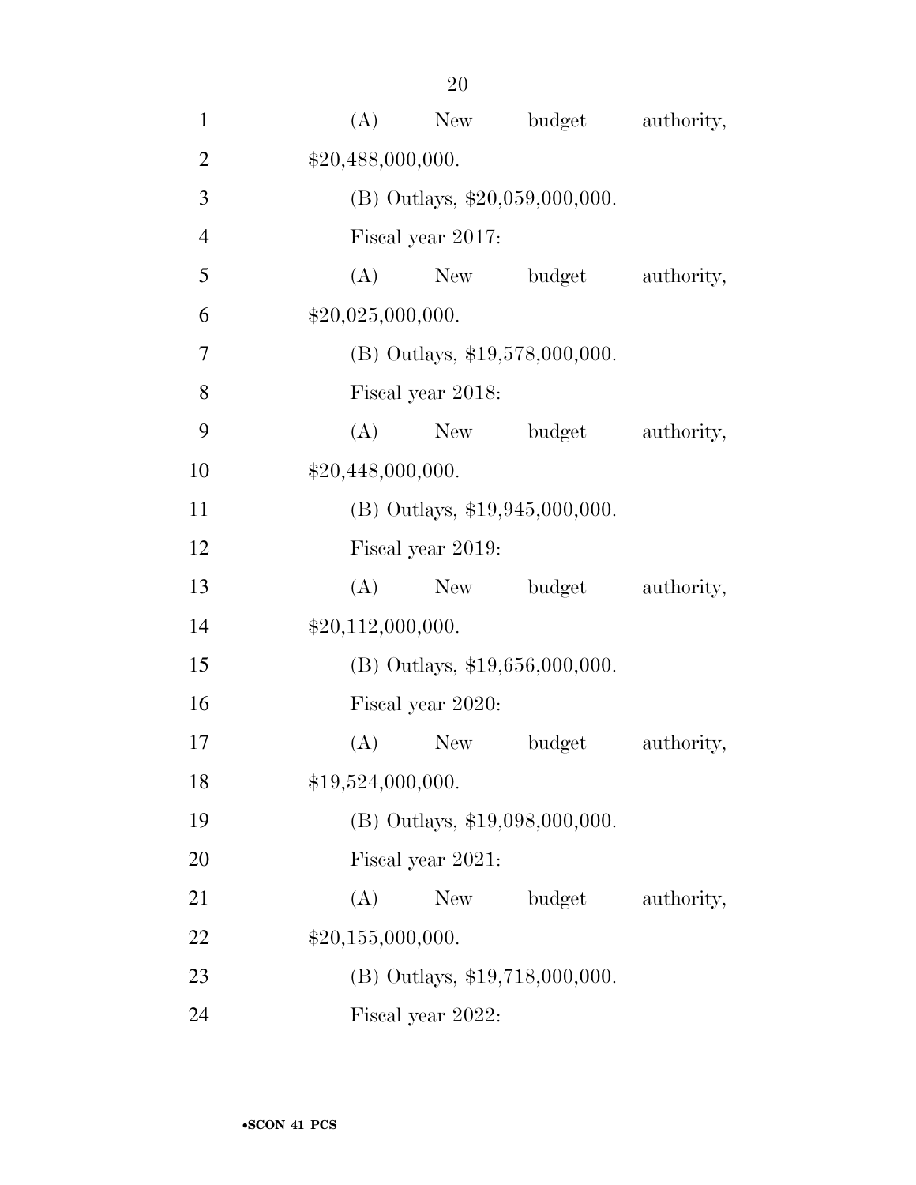(A) New budget authority, $20,488,000,000.

(B) Outlays, $20,059,000,000.

Fiscal year 2017:

(A) New budget authority, $20,025,000,000.

(B) Outlays, $19,578,000,000.

Fiscal year 2018:

(A) New budget authority, $20,448,000,000.

(B) Outlays, $19,945,000,000.

Fiscal year 2019:

(A) New budget authority, $20,112,000,000.

(B) Outlays, $19,656,000,000.

Fiscal year 2020:

(A) New budget authority, $19,524,000,000.

(B) Outlays, $19,098,000,000.

Fiscal year 2021:

(A) New budget authority, $20,155,000,000.

(B) Outlays, $19,718,000,000.

Fiscal year 2022: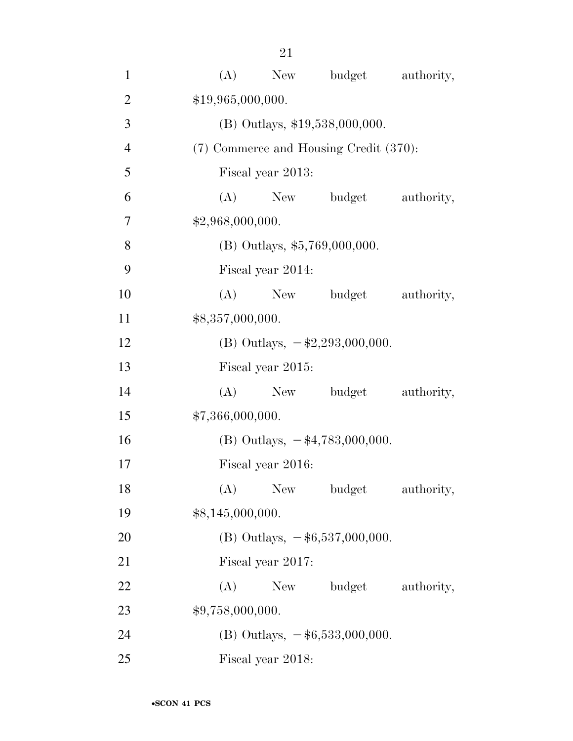(A) New budget authority, $19,965,000,000.

(B) Outlays, $19,538,000,000.

(7) Commerce and Housing Credit (370):

Fiscal year 2013:

(A) New budget authority, $2,968,000,000.

(B) Outlays, $5,769,000,000.

Fiscal year 2014:

(A) New budget authority, $8,357,000,000.

(B) Outlays, −$2,293,000,000.

Fiscal year 2015:

(A) New budget authority, $7,366,000,000.

(B) Outlays, −$4,783,000,000.

Fiscal year 2016:

(A) New budget authority, $8,145,000,000.

(B) Outlays, −$6,537,000,000.

Fiscal year 2017:

(A) New budget authority, $9,758,000,000.

(B) Outlays, −$6,533,000,000.

Fiscal year 2018: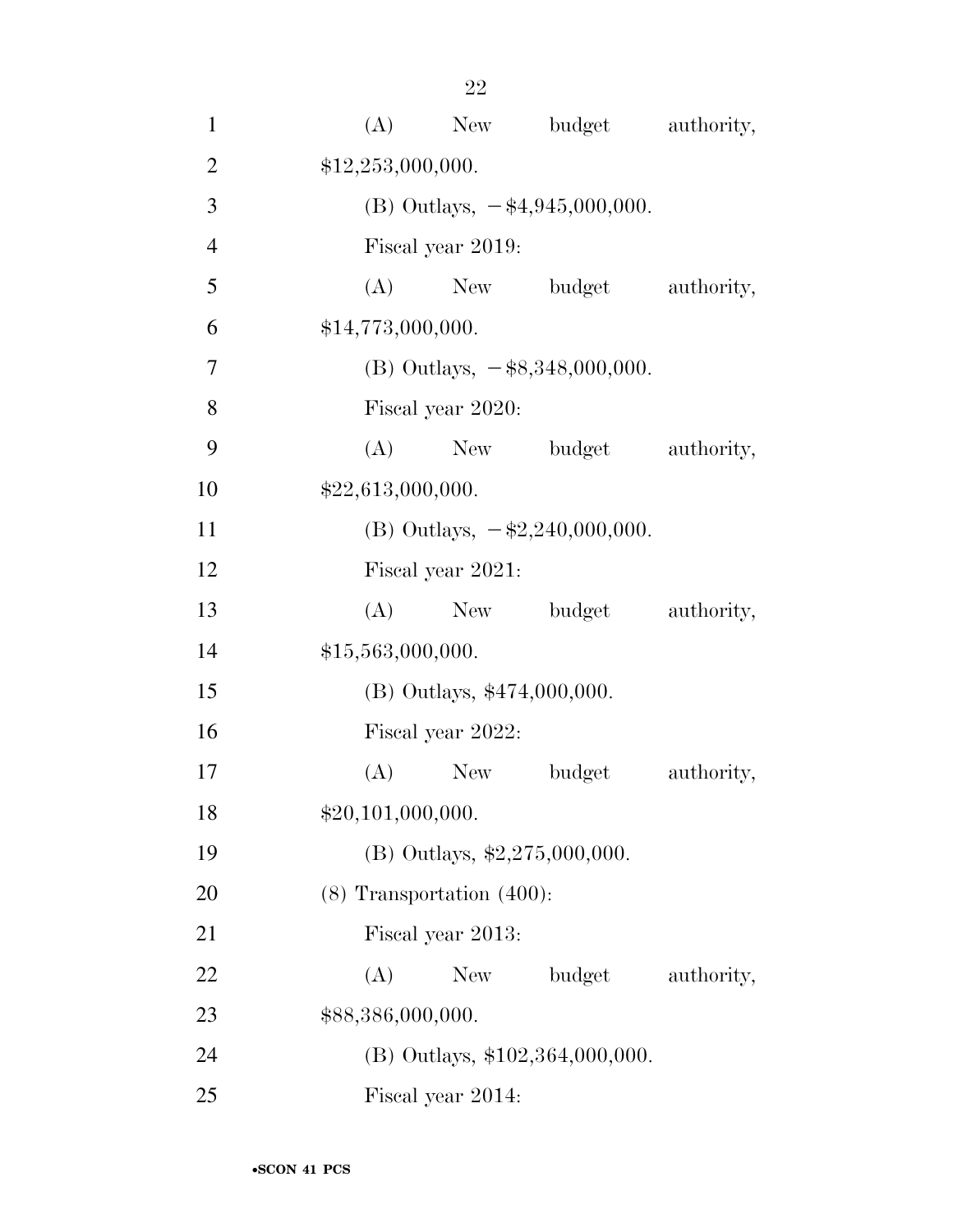(A) New budget authority, $12,253,000,000.

(B) Outlays, −$4,945,000,000.

Fiscal year 2019:

(A) New budget authority, $14,773,000,000.

(B) Outlays, −$8,348,000,000.

Fiscal year 2020:

(A) New budget authority, $22,613,000,000.

(B) Outlays, −$2,240,000,000.

Fiscal year 2021:

(A) New budget authority, $15,563,000,000.

(B) Outlays, $474,000,000.

Fiscal year 2022:

(A) New budget authority, $20,101,000,000.

(B) Outlays, $2,275,000,000.

(8) Transportation (400):

Fiscal year 2013:

(A) New budget authority, $88,386,000,000.

(B) Outlays, $102,364,000,000.

Fiscal year 2014: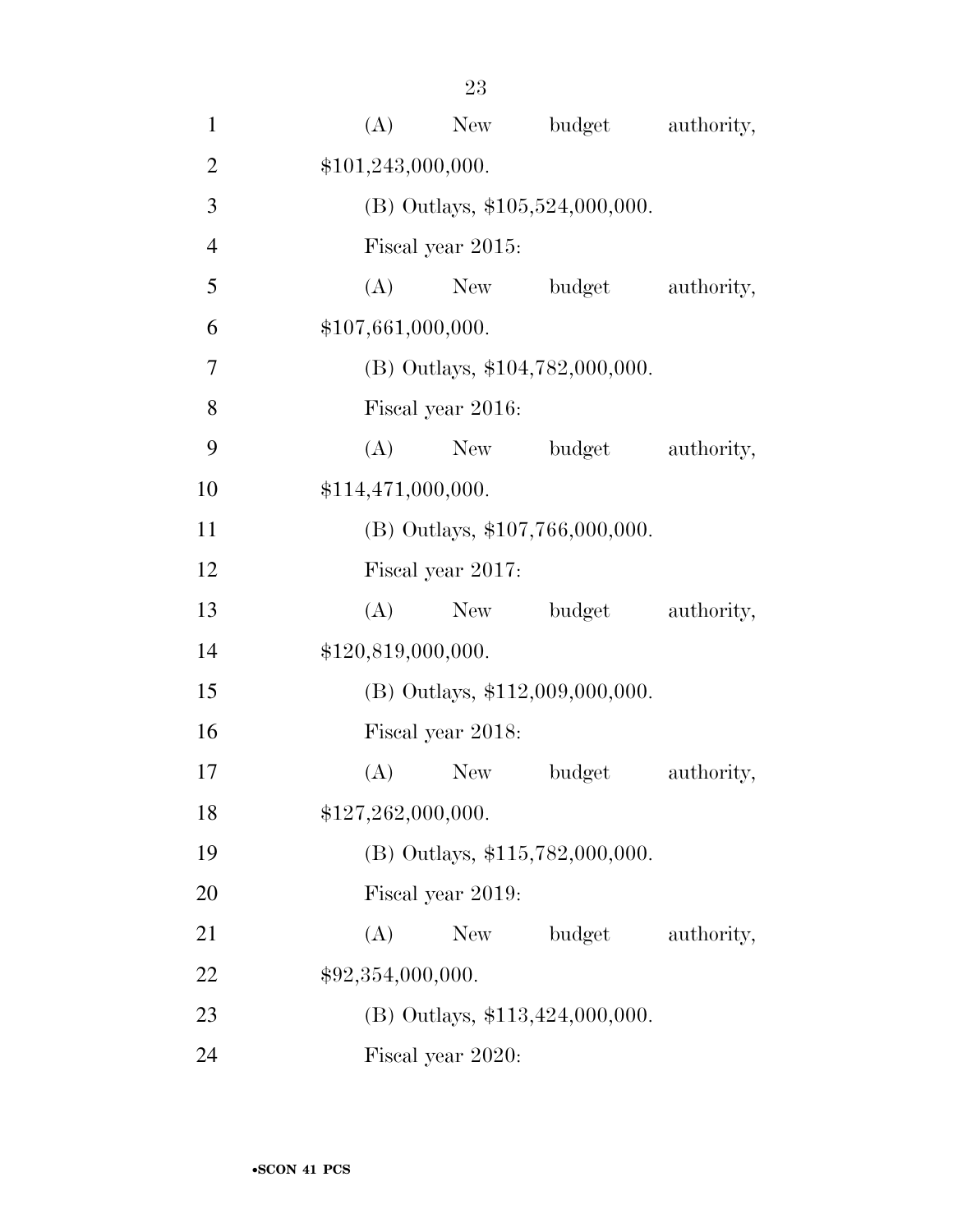(A) New budget authority, $101,243,000,000.

(B) Outlays, $105,524,000,000.

Fiscal year 2015:

(A) New budget authority, $107,661,000,000.

(B) Outlays, $104,782,000,000.

Fiscal year 2016:

(A) New budget authority, $114,471,000,000.

(B) Outlays, $107,766,000,000.

Fiscal year 2017:

(A) New budget authority, $120,819,000,000.

(B) Outlays, $112,009,000,000.

Fiscal year 2018:

(A) New budget authority, $127,262,000,000.

(B) Outlays, $115,782,000,000.

Fiscal year 2019:

(A) New budget authority, $92,354,000,000.

(B) Outlays, $113,424,000,000.

Fiscal year 2020: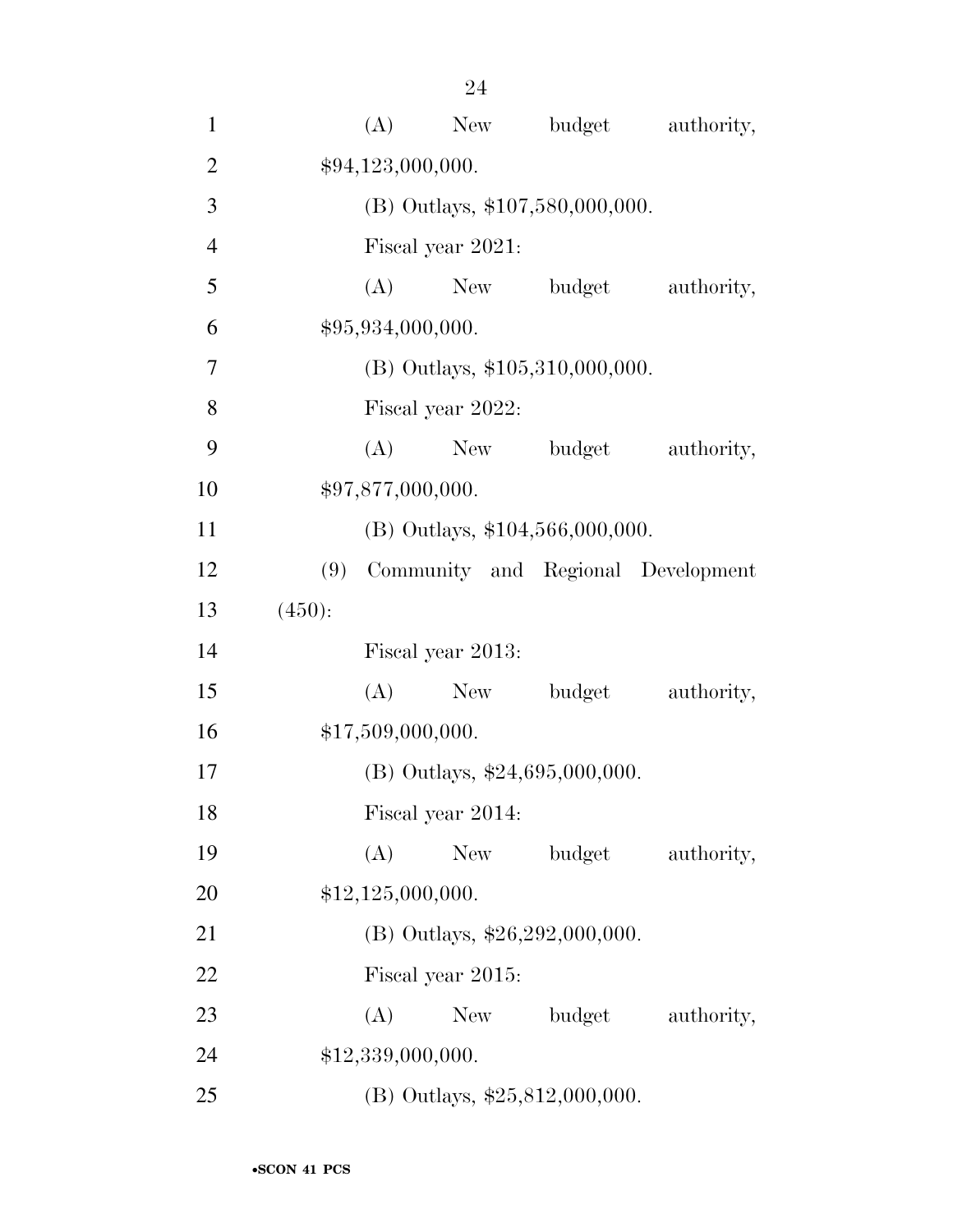(A) New budget authority, $94,123,000,000.

(B) Outlays, $107,580,000,000.

Fiscal year 2021:

(A) New budget authority, $95,934,000,000.

(B) Outlays, $105,310,000,000.

Fiscal year 2022:

(A) New budget authority, $97,877,000,000.

(B) Outlays, $104,566,000,000.

(9) Community and Regional Development (450):

Fiscal year 2013:

(A) New budget authority, $17,509,000,000.

(B) Outlays, $24,695,000,000.

Fiscal year 2014:

(A) New budget authority, $12,125,000,000.

(B) Outlays, $26,292,000,000.

Fiscal year 2015:

(A) New budget authority, $12,339,000,000.

(B) Outlays, $25,812,000,000.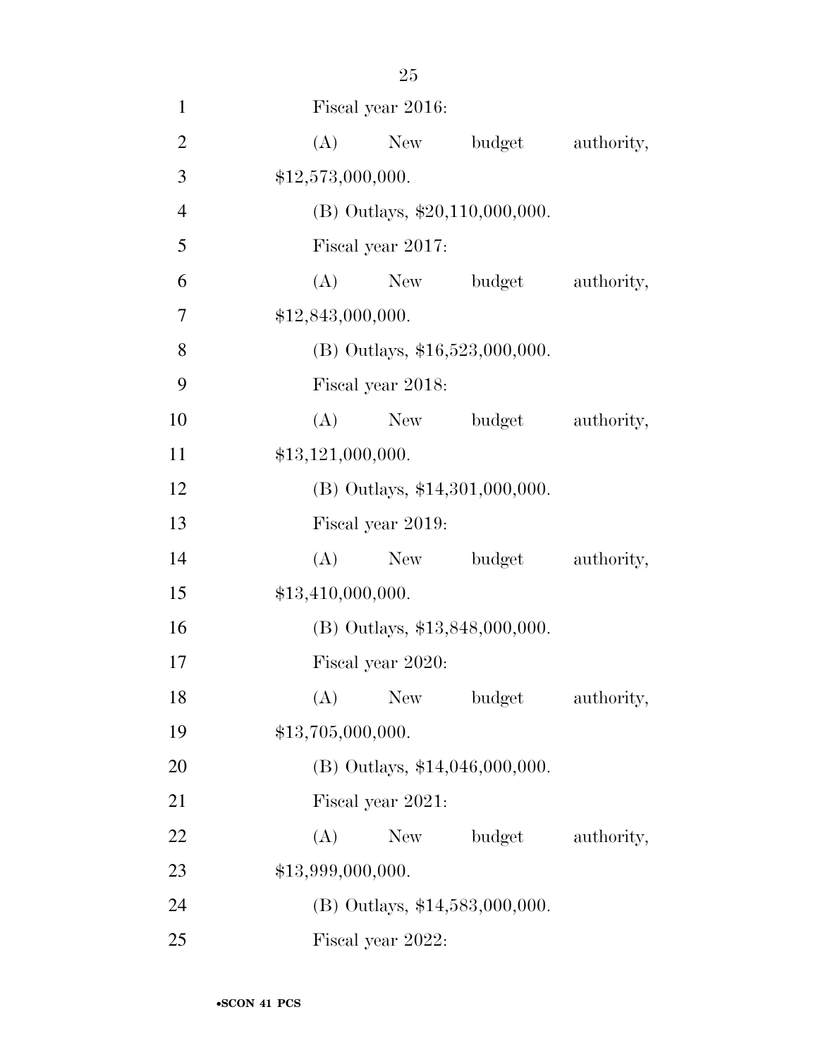Fiscal year 2016:

(A) New budget authority, $12,573,000,000.

(B) Outlays, $20,110,000,000.

Fiscal year 2017:

(A) New budget authority, $12,843,000,000.

(B) Outlays, $16,523,000,000.

Fiscal year 2018:

(A) New budget authority, $13,121,000,000.

(B) Outlays, $14,301,000,000.

Fiscal year 2019:

(A) New budget authority, $13,410,000,000.

(B) Outlays, $13,848,000,000.

Fiscal year 2020:

(A) New budget authority, $13,705,000,000.

(B) Outlays, $14,046,000,000.

Fiscal year 2021:

(A) New budget authority, $13,999,000,000.

(B) Outlays, $14,583,000,000.

Fiscal year 2022: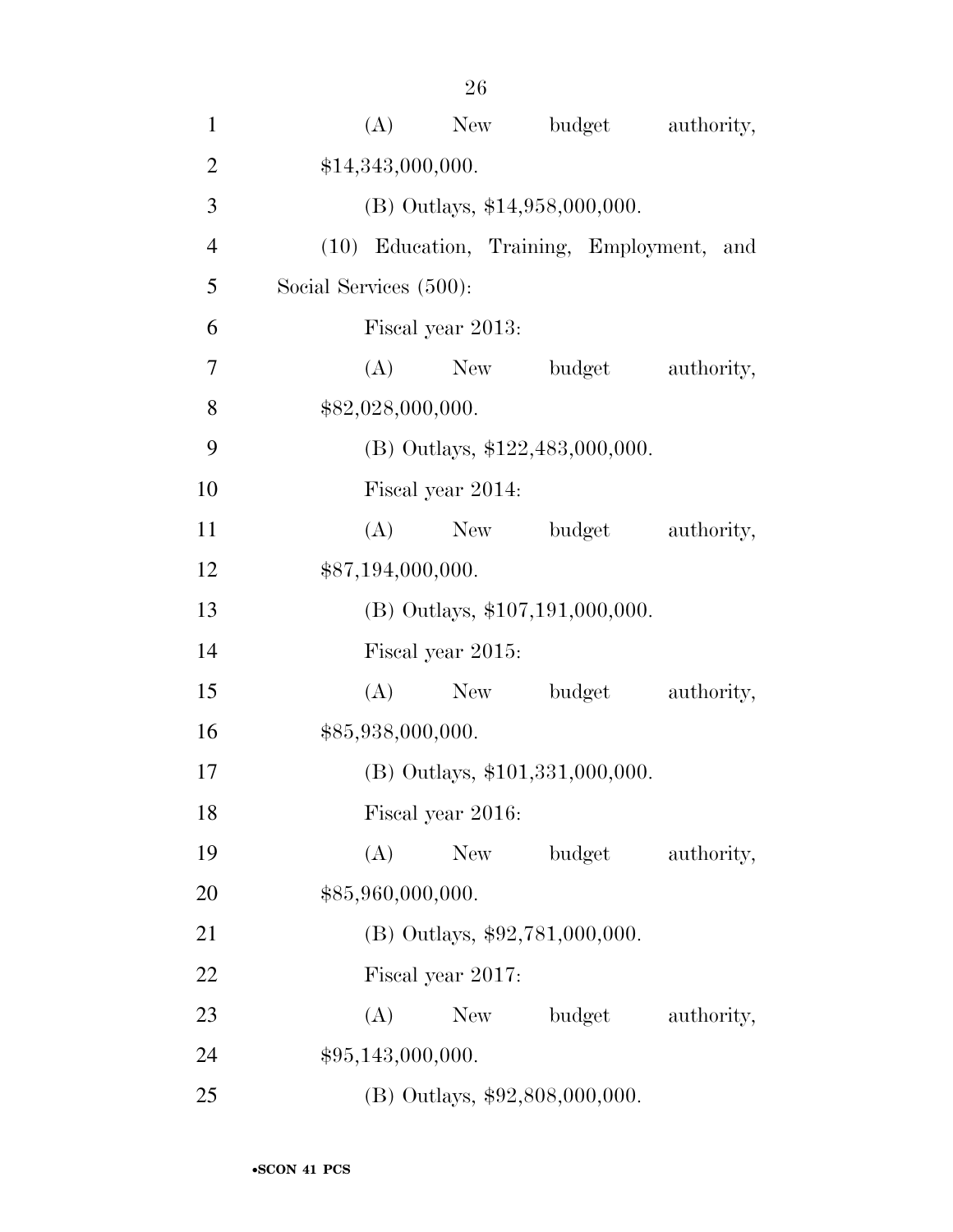(A) New budget authority, $14,343,000,000.

(B) Outlays, $14,958,000,000.

(10) Education, Training, Employment, and Social Services (500):

Fiscal year 2013:

(A) New budget authority, $82,028,000,000.

(B) Outlays, $122,483,000,000.

Fiscal year 2014:

(A) New budget authority, $87,194,000,000.

(B) Outlays, $107,191,000,000.

Fiscal year 2015:

(A) New budget authority, $85,938,000,000.

(B) Outlays, $101,331,000,000.

Fiscal year 2016:

(A) New budget authority, $85,960,000,000.

(B) Outlays, $92,781,000,000.

Fiscal year 2017:

(A) New budget authority, $95,143,000,000.

(B) Outlays, $92,808,000,000.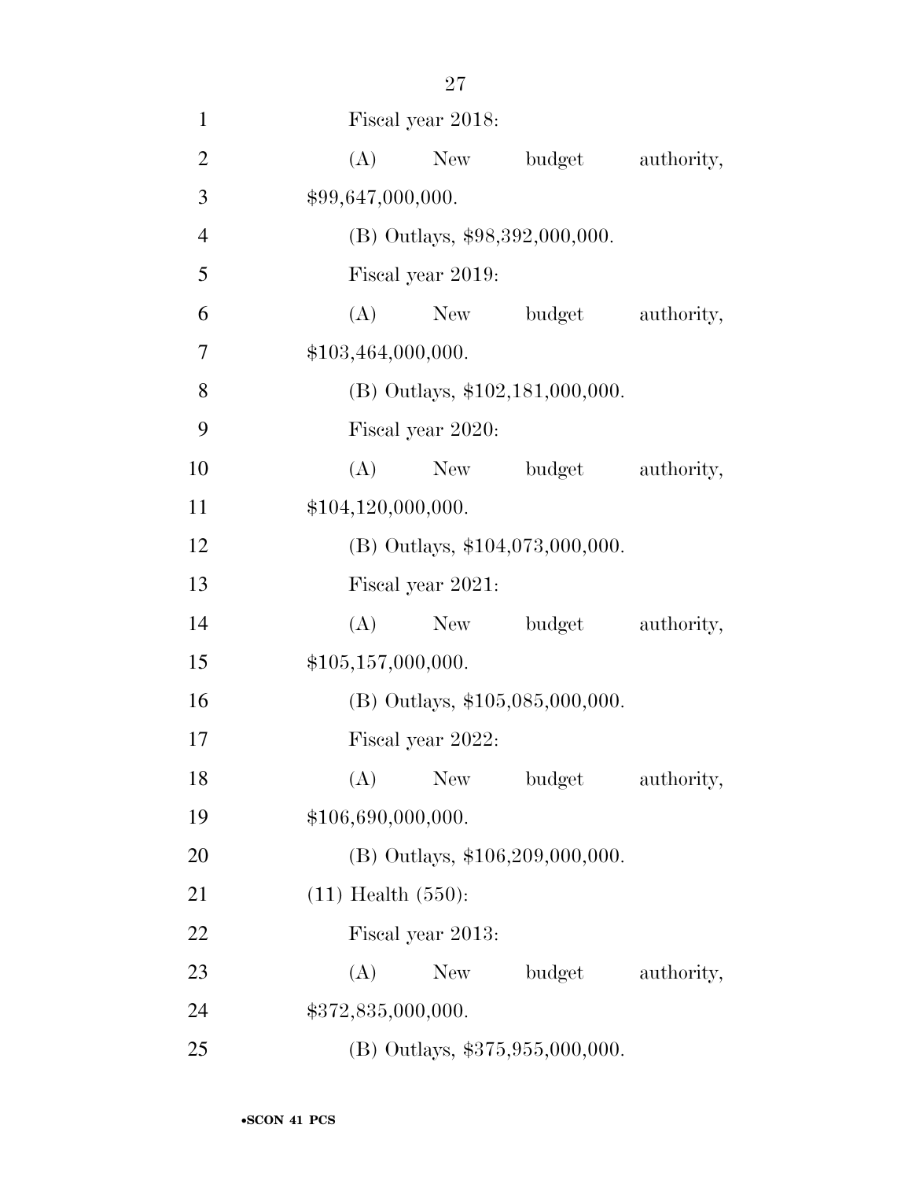Fiscal year 2018:

(A) New budget authority, $99,647,000,000.

(B) Outlays, $98,392,000,000.

Fiscal year 2019:

(A) New budget authority, $103,464,000,000.

(B) Outlays, $102,181,000,000.

Fiscal year 2020:

(A) New budget authority, $104,120,000,000.

(B) Outlays, $104,073,000,000.

Fiscal year 2021:

(A) New budget authority, $105,157,000,000.

(B) Outlays, $105,085,000,000.

Fiscal year 2022:

(A) New budget authority, $106,690,000,000.

(B) Outlays, $106,209,000,000.

(11) Health (550):

Fiscal year 2013:

(A) New budget authority, $372,835,000,000.

(B) Outlays, $375,955,000,000.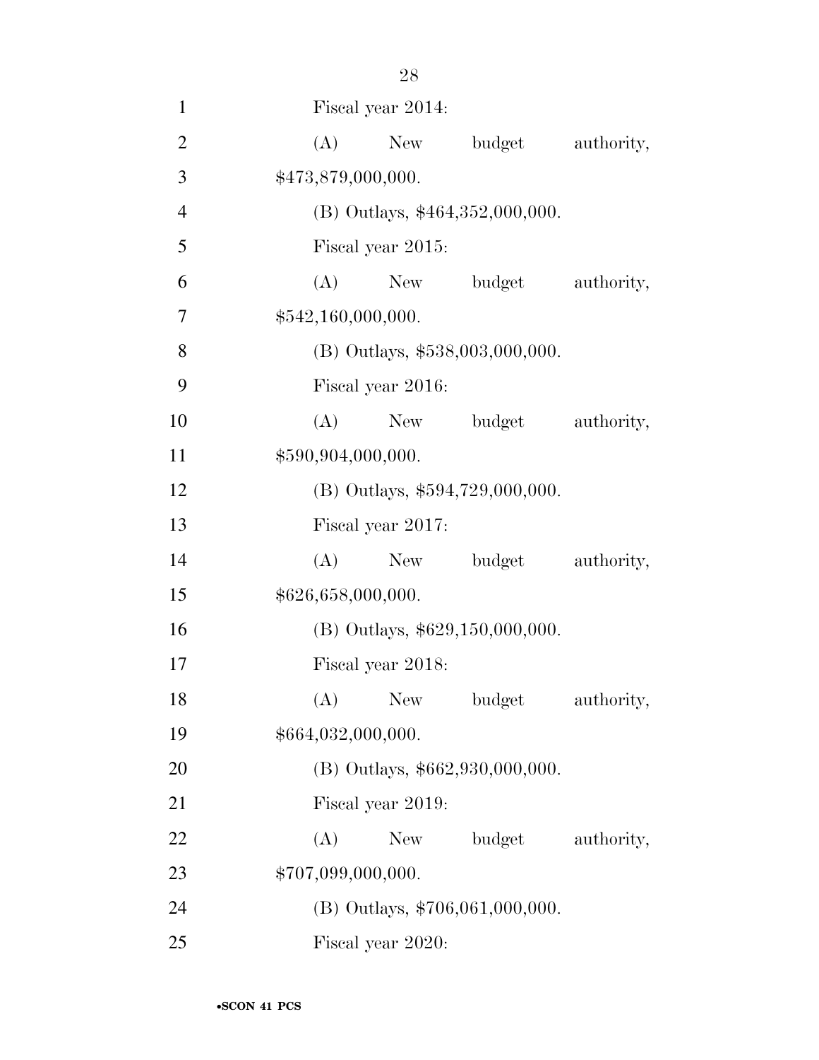Fiscal year 2014:

(A) New budget authority, $473,879,000,000.

(B) Outlays, $464,352,000,000.

Fiscal year 2015:

(A) New budget authority, $542,160,000,000.

(B) Outlays, $538,003,000,000.

Fiscal year 2016:

(A) New budget authority, $590,904,000,000.

(B) Outlays, $594,729,000,000.

Fiscal year 2017:

(A) New budget authority, $626,658,000,000.

(B) Outlays, $629,150,000,000.

Fiscal year 2018:

(A) New budget authority, $664,032,000,000.

(B) Outlays, $662,930,000,000.

Fiscal year 2019:

(A) New budget authority, $707,099,000,000.

(B) Outlays, $706,061,000,000.

Fiscal year 2020: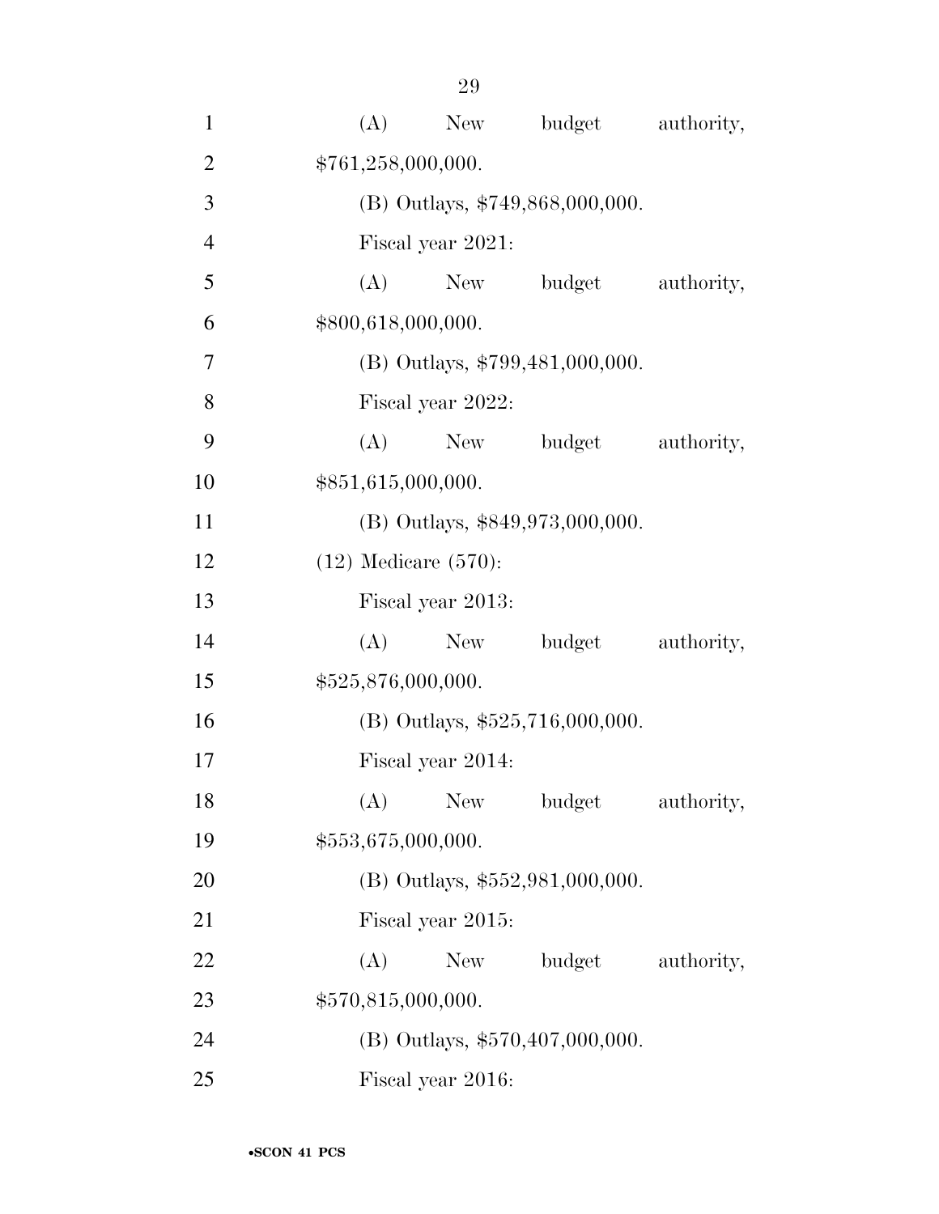(A) New budget authority, $761,258,000,000.

(B) Outlays, $749,868,000,000.

Fiscal year 2021:

(A) New budget authority, $800,618,000,000.

(B) Outlays, $799,481,000,000.

Fiscal year 2022:

(A) New budget authority, $851,615,000,000.

(B) Outlays, $849,973,000,000.

(12) Medicare (570):

Fiscal year 2013:

(A) New budget authority, $525,876,000,000.

(B) Outlays, $525,716,000,000.

Fiscal year 2014:

(A) New budget authority, $553,675,000,000.

(B) Outlays, $552,981,000,000.

Fiscal year 2015:

(A) New budget authority, $570,815,000,000.

(B) Outlays, $570,407,000,000.

Fiscal year 2016: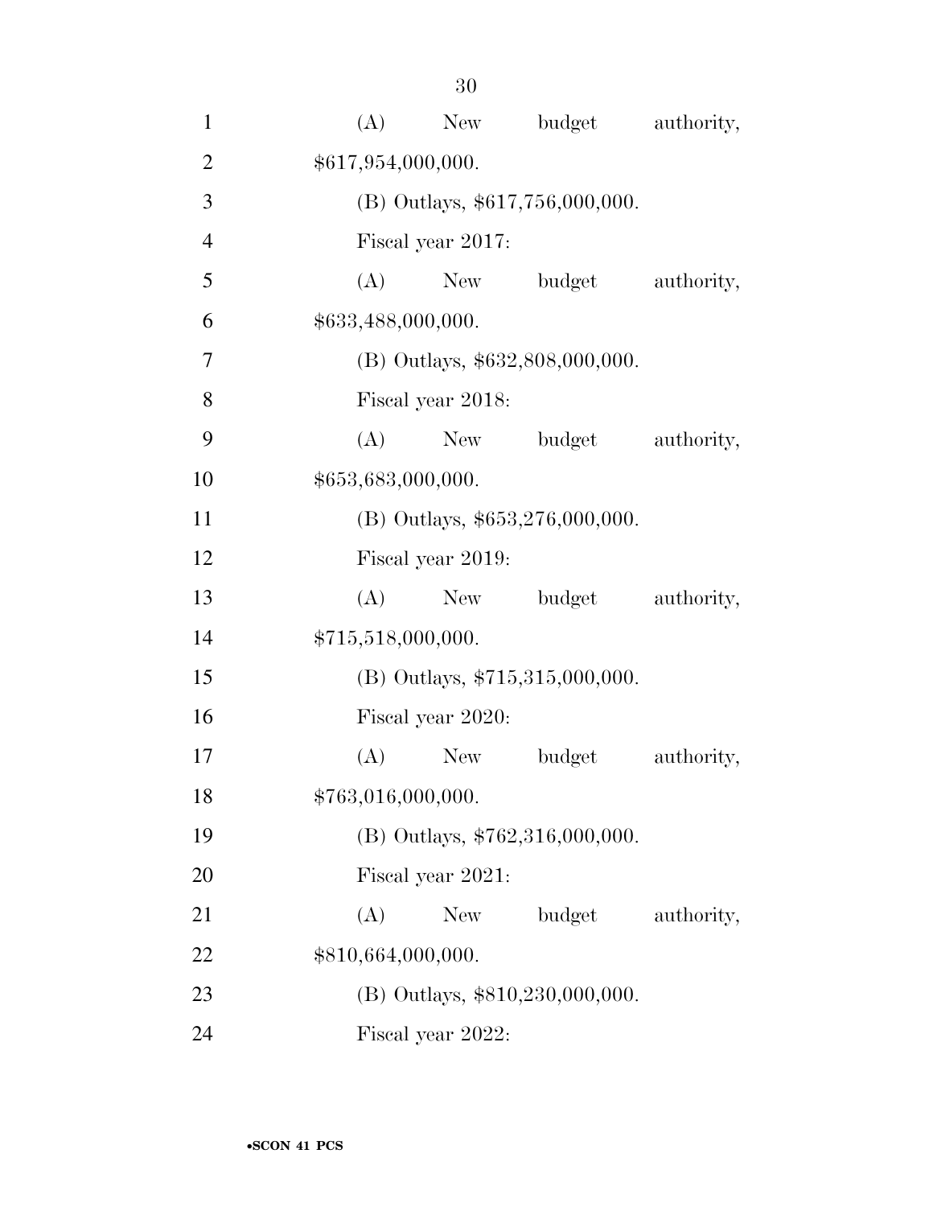(A) New budget authority, $617,954,000,000.

(B) Outlays, $617,756,000,000.

Fiscal year 2017:

(A) New budget authority, $633,488,000,000.

(B) Outlays, $632,808,000,000.

Fiscal year 2018:

(A) New budget authority, $653,683,000,000.

(B) Outlays, $653,276,000,000.

Fiscal year 2019:

(A) New budget authority, $715,518,000,000.

(B) Outlays, $715,315,000,000.

Fiscal year 2020:

(A) New budget authority, $763,016,000,000.

(B) Outlays, $762,316,000,000.

Fiscal year 2021:

(A) New budget authority, $810,664,000,000.

(B) Outlays, $810,230,000,000.

Fiscal year 2022: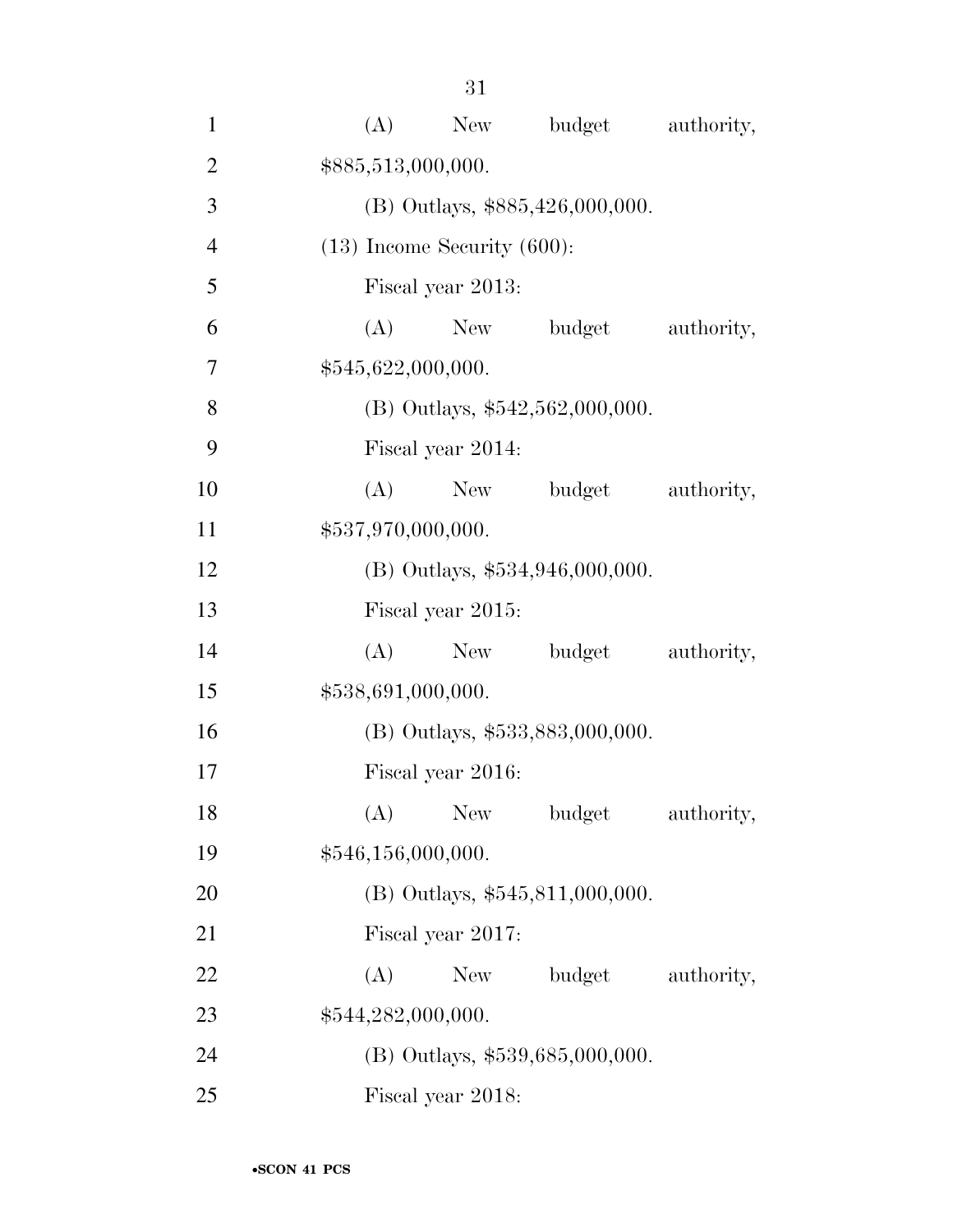(A) New budget authority, $885,513,000,000.

(B) Outlays, $885,426,000,000.

(13) Income Security (600):

Fiscal year 2013:

(A) New budget authority, $545,622,000,000.

(B) Outlays, $542,562,000,000.

Fiscal year 2014:

(A) New budget authority, $537,970,000,000.

(B) Outlays, $534,946,000,000.

Fiscal year 2015:

(A) New budget authority, $538,691,000,000.

(B) Outlays, $533,883,000,000.

Fiscal year 2016:

(A) New budget authority, $546,156,000,000.

(B) Outlays, $545,811,000,000.

Fiscal year 2017:

(A) New budget authority, $544,282,000,000.

(B) Outlays, $539,685,000,000.

Fiscal year 2018: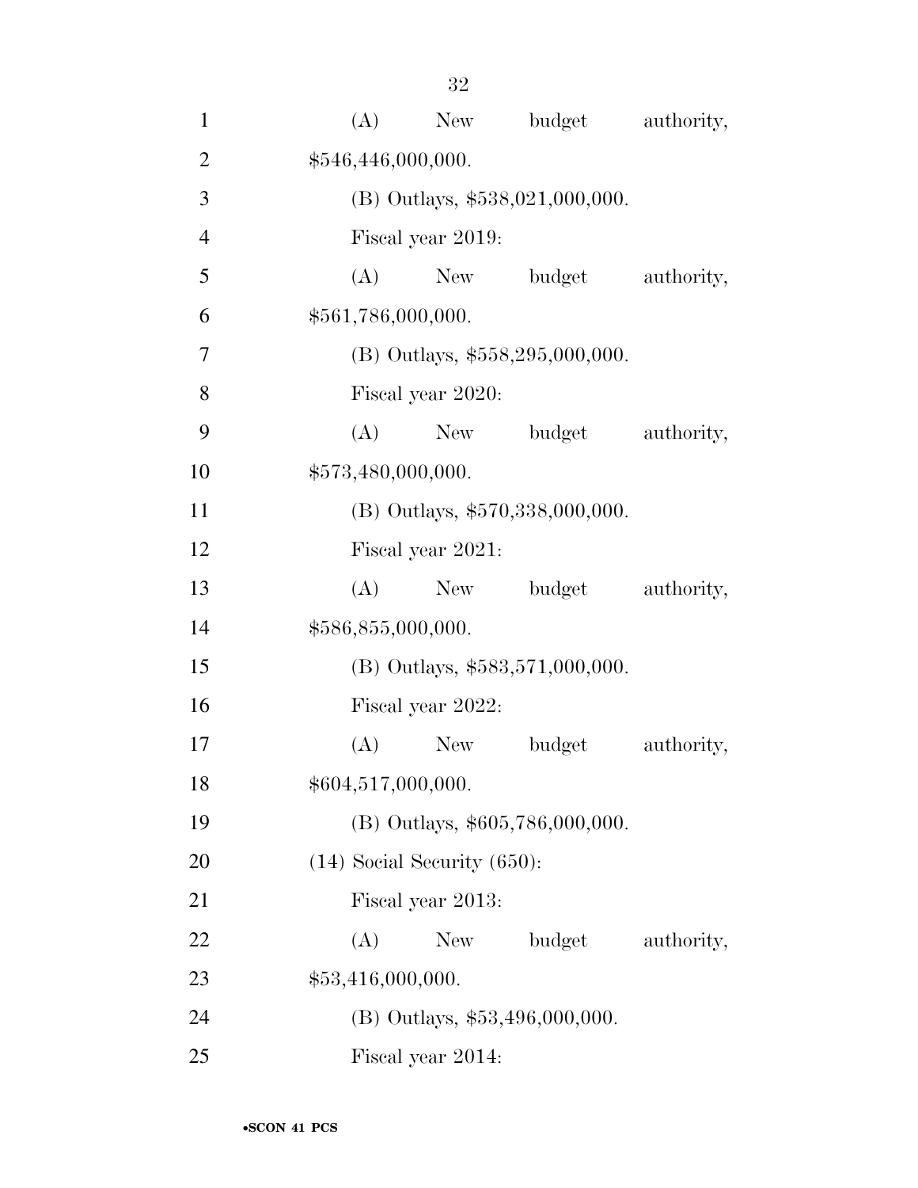(A) New budget authority, $546,446,000,000.

(B) Outlays, $538,021,000,000.

Fiscal year 2019:

(A) New budget authority, $561,786,000,000.

(B) Outlays, $558,295,000,000.

Fiscal year 2020:

(A) New budget authority, $573,480,000,000.

(B) Outlays, $570,338,000,000.

Fiscal year 2021:

(A) New budget authority, $586,855,000,000.

(B) Outlays, $583,571,000,000.

Fiscal year 2022:

(A) New budget authority, $604,517,000,000.

(B) Outlays, $605,786,000,000.

(14) Social Security (650):

Fiscal year 2013:

(A) New budget authority, $53,416,000,000.

(B) Outlays, $53,496,000,000.

Fiscal year 2014: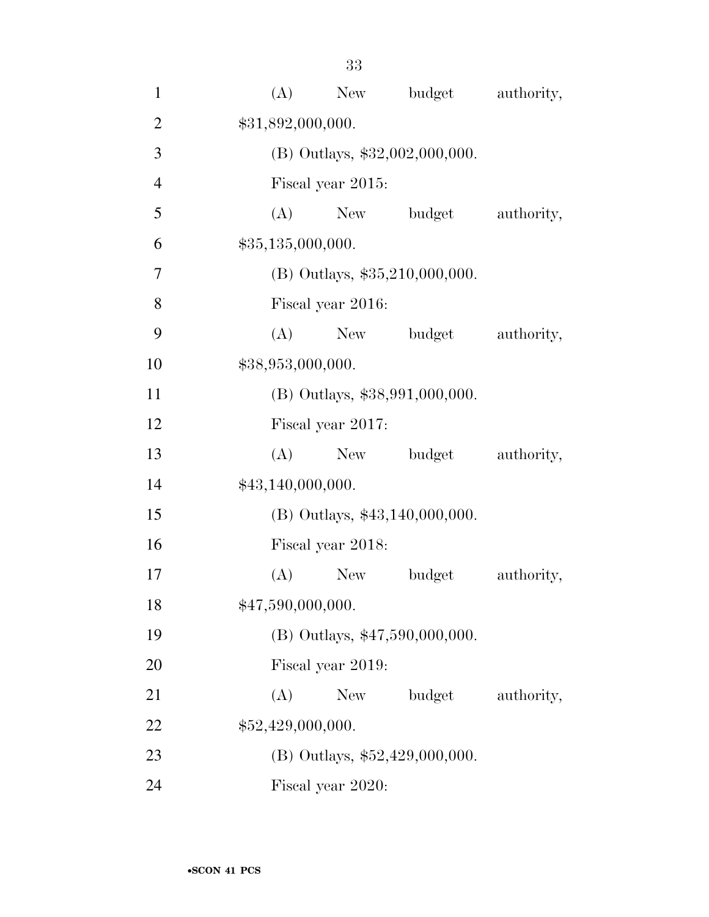(A) New budget authority, $31,892,000,000.

(B) Outlays, $32,002,000,000.

Fiscal year 2015:

(A) New budget authority, $35,135,000,000.

(B) Outlays, $35,210,000,000.

Fiscal year 2016:

(A) New budget authority, $38,953,000,000.

(B) Outlays, $38,991,000,000.

Fiscal year 2017:

(A) New budget authority, $43,140,000,000.

(B) Outlays, $43,140,000,000.

Fiscal year 2018:

(A) New budget authority, $47,590,000,000.

(B) Outlays, $47,590,000,000.

Fiscal year 2019:

(A) New budget authority, $52,429,000,000.

(B) Outlays, $52,429,000,000.

Fiscal year 2020: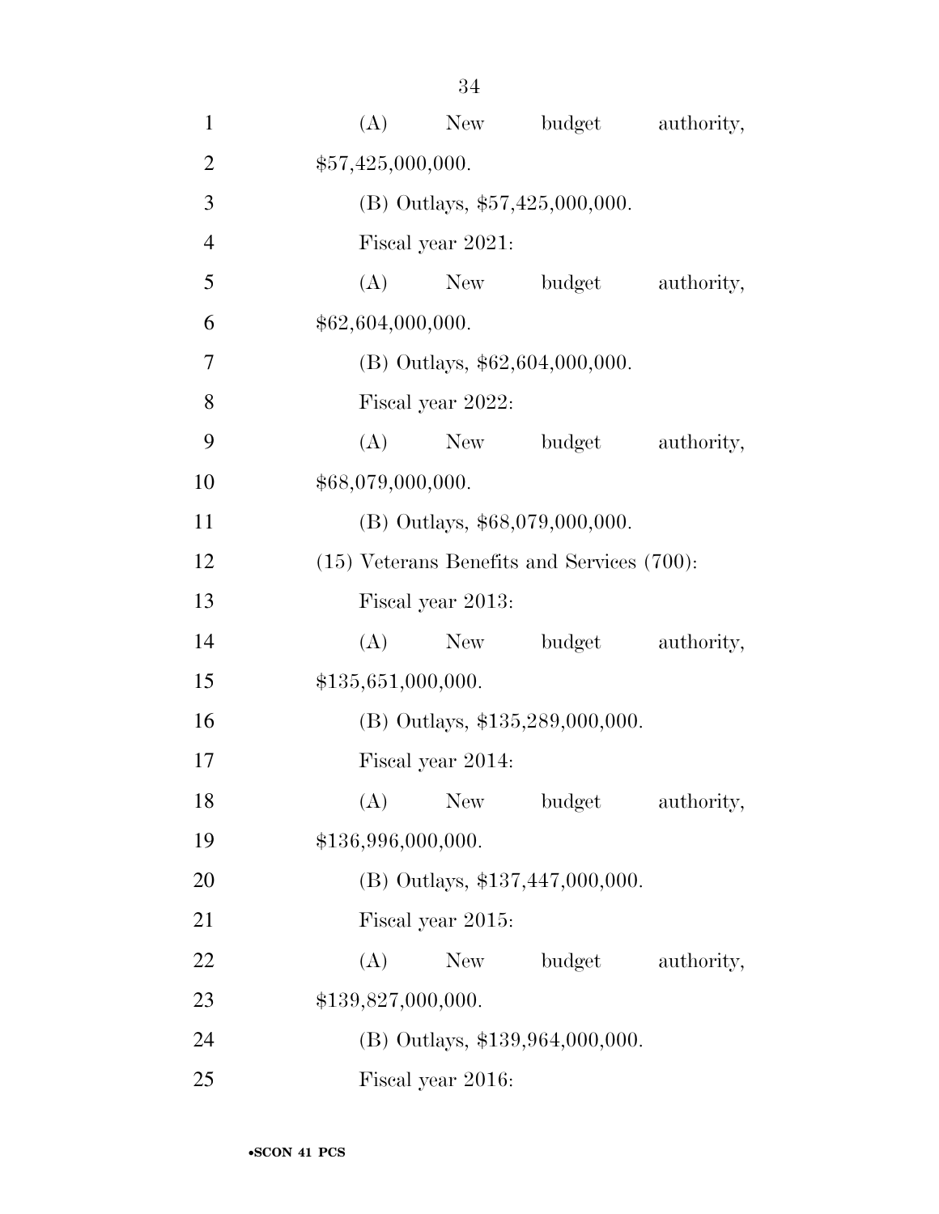(A) New budget authority, $57,425,000,000.

(B) Outlays, $57,425,000,000.

Fiscal year 2021:

(A) New budget authority, $62,604,000,000.

(B) Outlays, $62,604,000,000.

Fiscal year 2022:

(A) New budget authority, $68,079,000,000.

(B) Outlays, $68,079,000,000.

(15) Veterans Benefits and Services (700):

Fiscal year 2013:

(A) New budget authority, $135,651,000,000.

(B) Outlays, $135,289,000,000.

Fiscal year 2014:

(A) New budget authority, $136,996,000,000.

(B) Outlays, $137,447,000,000.

Fiscal year 2015:

(A) New budget authority, $139,827,000,000.

(B) Outlays, $139,964,000,000.

Fiscal year 2016: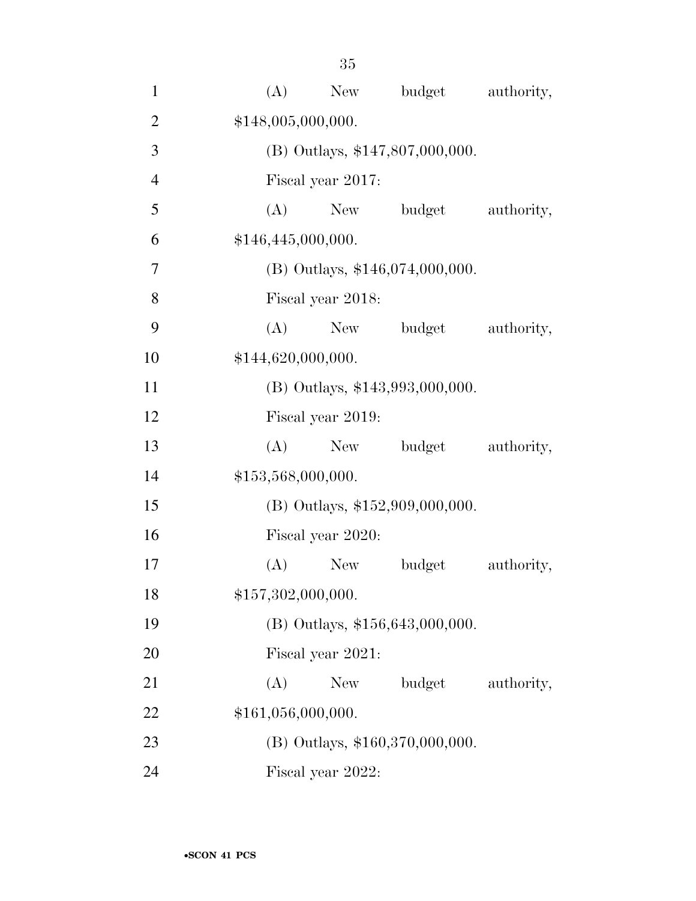(A) New budget authority, $148,005,000,000.

(B) Outlays, $147,807,000,000.

Fiscal year 2017:

(A) New budget authority, $146,445,000,000.

(B) Outlays, $146,074,000,000.

Fiscal year 2018:

(A) New budget authority, $144,620,000,000.

(B) Outlays, $143,993,000,000.

Fiscal year 2019:

(A) New budget authority, $153,568,000,000.

(B) Outlays, $152,909,000,000.

Fiscal year 2020:

(A) New budget authority, $157,302,000,000.

(B) Outlays, $156,643,000,000.

Fiscal year 2021:

(A) New budget authority, $161,056,000,000.

(B) Outlays, $160,370,000,000.

Fiscal year 2022: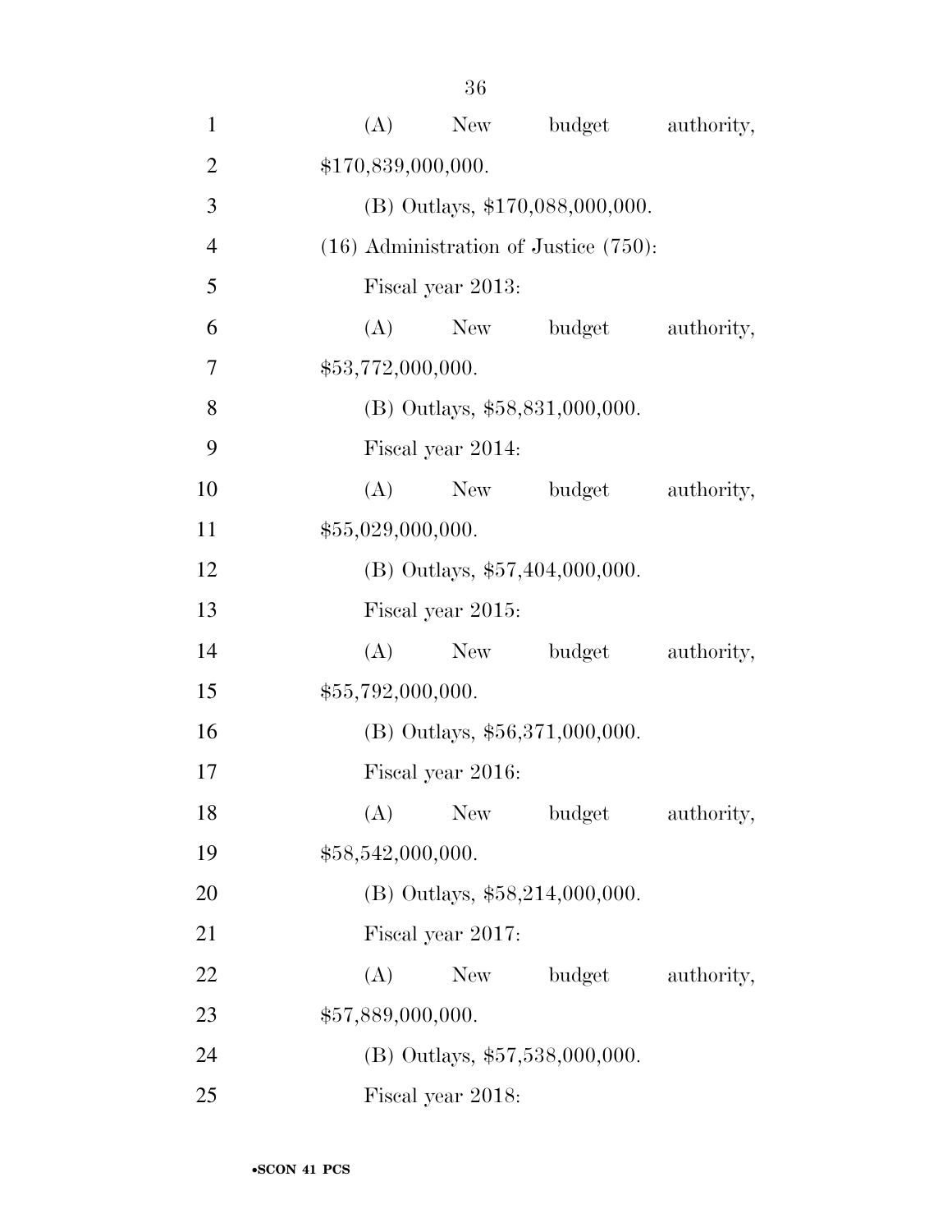(A) New budget authority, $170,839,000,000.

(B) Outlays, $170,088,000,000.

(16) Administration of Justice (750):

Fiscal year 2013:

(A) New budget authority, $53,772,000,000.

(B) Outlays, $58,831,000,000.

Fiscal year 2014:

(A) New budget authority, $55,029,000,000.

(B) Outlays, $57,404,000,000.

Fiscal year 2015:

(A) New budget authority, $55,792,000,000.

(B) Outlays, $56,371,000,000.

Fiscal year 2016:

(A) New budget authority, $58,542,000,000.

(B) Outlays, $58,214,000,000.

Fiscal year 2017:

(A) New budget authority, $57,889,000,000.

(B) Outlays, $57,538,000,000.

Fiscal year 2018: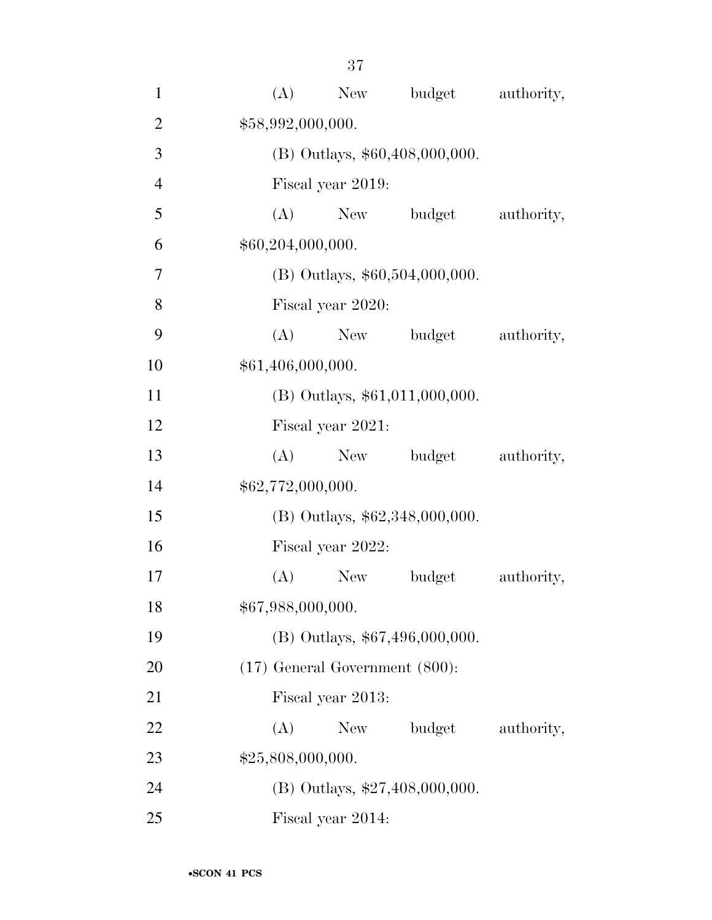(A) New budget authority, $58,992,000,000.

(B) Outlays, $60,408,000,000.

Fiscal year 2019:

(A) New budget authority, $60,204,000,000.

(B) Outlays, $60,504,000,000.

Fiscal year 2020:

(A) New budget authority, $61,406,000,000.

(B) Outlays, $61,011,000,000.

Fiscal year 2021:

(A) New budget authority, $62,772,000,000.

(B) Outlays, $62,348,000,000.

Fiscal year 2022:

(A) New budget authority, $67,988,000,000.

(B) Outlays, $67,496,000,000.

(17) General Government (800):

Fiscal year 2013:

(A) New budget authority, $25,808,000,000.

(B) Outlays, $27,408,000,000.

Fiscal year 2014: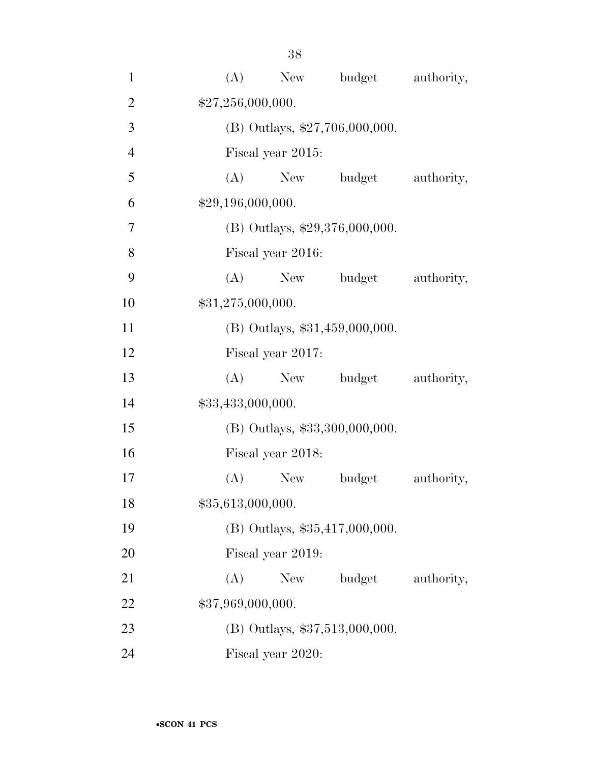(A) New budget authority, $27,256,000,000.

(B) Outlays, $27,706,000,000.

Fiscal year 2015:

(A) New budget authority, $29,196,000,000.

(B) Outlays, $29,376,000,000.

Fiscal year 2016:

(A) New budget authority, $31,275,000,000.

(B) Outlays, $31,459,000,000.

Fiscal year 2017:

(A) New budget authority, $33,433,000,000.

(B) Outlays, $33,300,000,000.

Fiscal year 2018:

(A) New budget authority, $35,613,000,000.

(B) Outlays, $35,417,000,000.

Fiscal year 2019:

(A) New budget authority, $37,969,000,000.

(B) Outlays, $37,513,000,000.

Fiscal year 2020: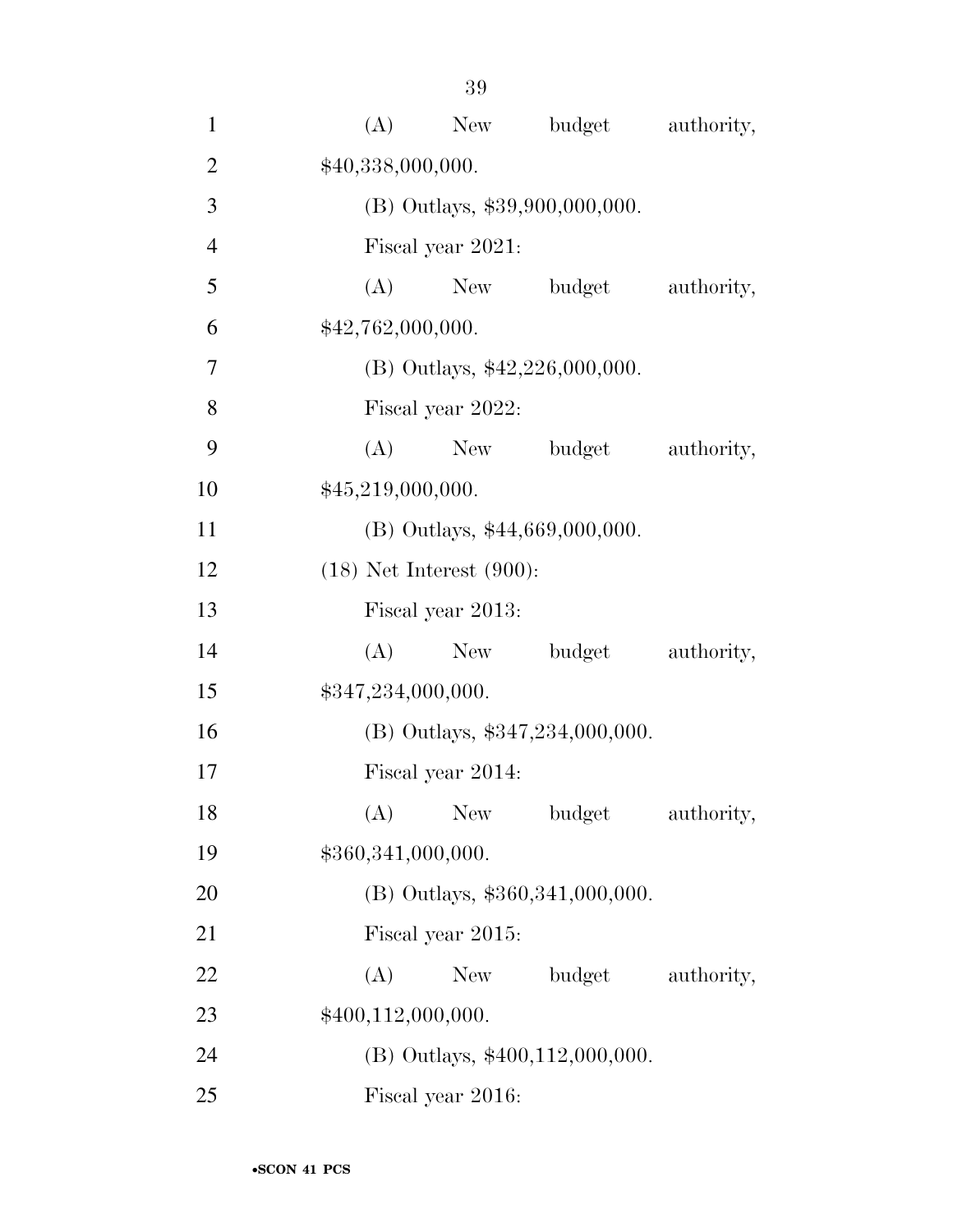(A) New budget authority, $40,338,000,000.

(B) Outlays, $39,900,000,000.

Fiscal year 2021:

(A) New budget authority, $42,762,000,000.

(B) Outlays, $42,226,000,000.

Fiscal year 2022:

(A) New budget authority, $45,219,000,000.

(B) Outlays, $44,669,000,000.

(18) Net Interest (900):

Fiscal year 2013:

(A) New budget authority, $347,234,000,000.

(B) Outlays, $347,234,000,000.

Fiscal year 2014:

(A) New budget authority, $360,341,000,000.

(B) Outlays, $360,341,000,000.

Fiscal year 2015:

(A) New budget authority, $400,112,000,000.

(B) Outlays, $400,112,000,000.

Fiscal year 2016: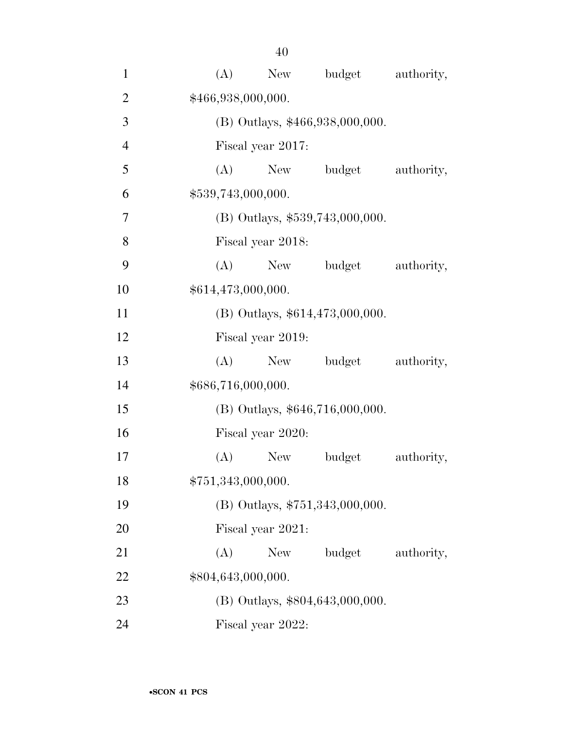(A) New budget authority, $466,938,000,000.

(B) Outlays, $466,938,000,000.

Fiscal year 2017:

(A) New budget authority, $539,743,000,000.

(B) Outlays, $539,743,000,000.

Fiscal year 2018:

(A) New budget authority, $614,473,000,000.

(B) Outlays, $614,473,000,000.

Fiscal year 2019:

(A) New budget authority, $686,716,000,000.

(B) Outlays, $646,716,000,000.

Fiscal year 2020:

(A) New budget authority, $751,343,000,000.

(B) Outlays, $751,343,000,000.

Fiscal year 2021:

(A) New budget authority, $804,643,000,000.

(B) Outlays, $804,643,000,000.

Fiscal year 2022: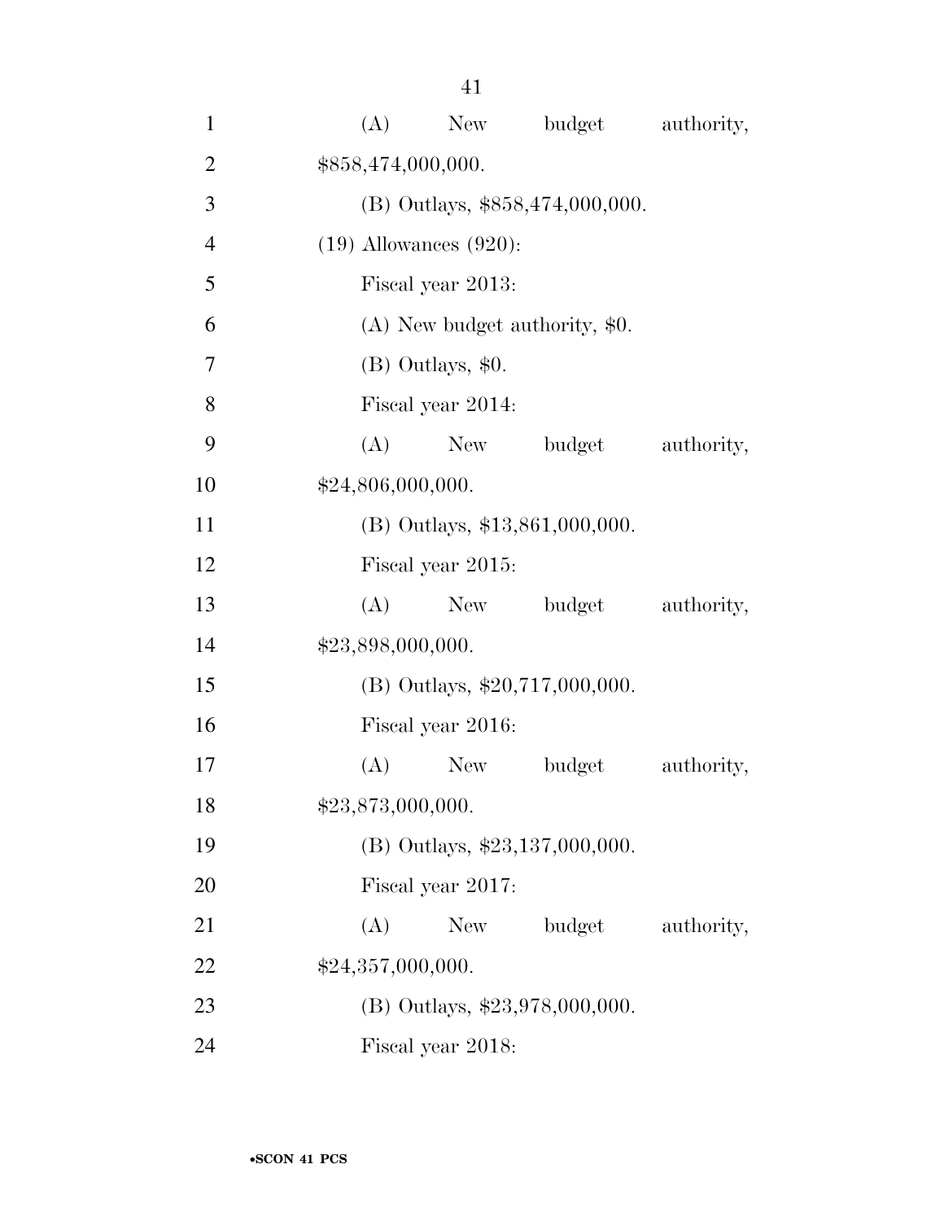(A) New budget authority, $858,474,000,000.

(B) Outlays, $858,474,000,000.

(19) Allowances (920):

Fiscal year 2013:

(A) New budget authority, $0.

(B) Outlays, $0.

Fiscal year 2014:

(A) New budget authority, $24,806,000,000.

(B) Outlays, $13,861,000,000.

Fiscal year 2015:

(A) New budget authority, $23,898,000,000.

(B) Outlays, $20,717,000,000.

Fiscal year 2016:

(A) New budget authority, $23,873,000,000.

(B) Outlays, $23,137,000,000.

Fiscal year 2017:

(A) New budget authority, $24,357,000,000.

(B) Outlays, $23,978,000,000.

Fiscal year 2018: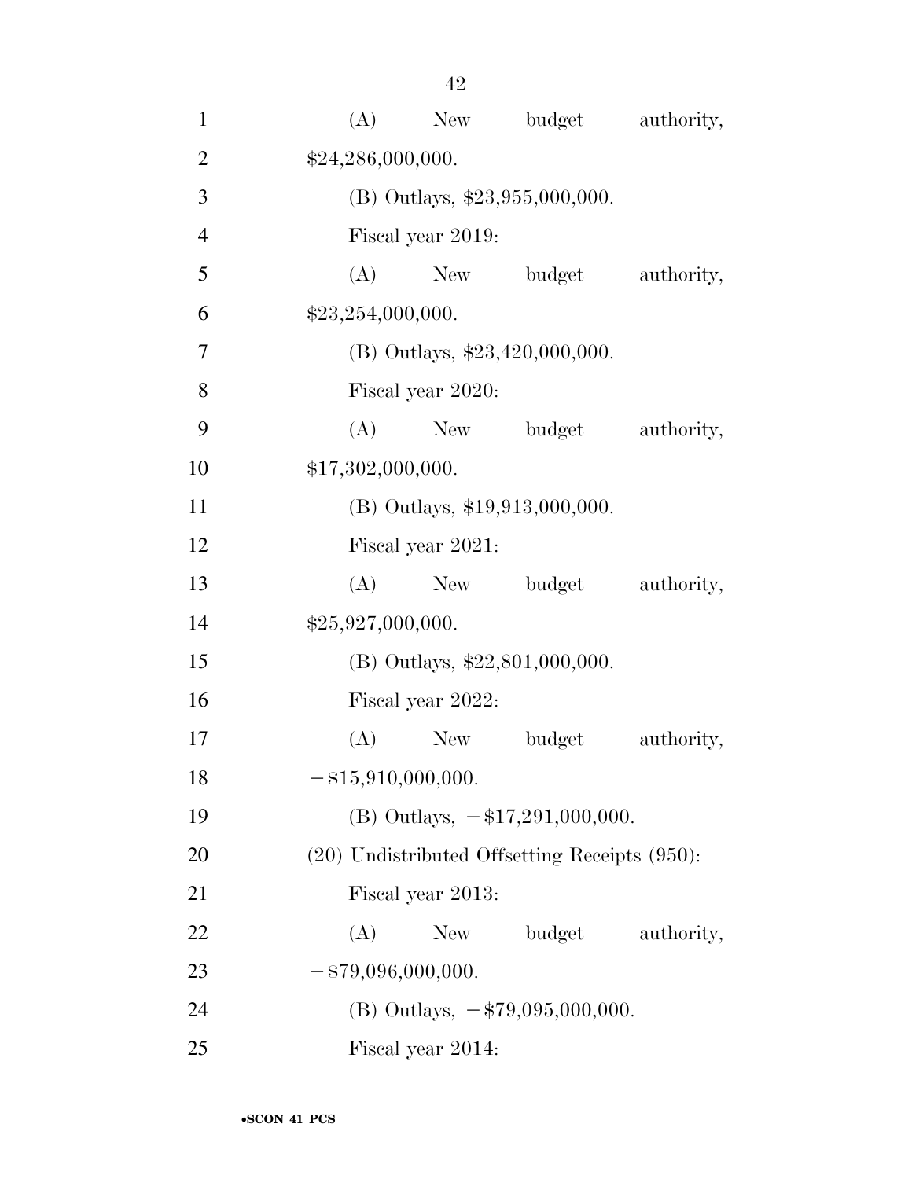(A) New budget authority, $24,286,000,000.

(B) Outlays, $23,955,000,000.

Fiscal year 2019:

(A) New budget authority, $23,254,000,000.

(B) Outlays, $23,420,000,000.

Fiscal year 2020:

(A) New budget authority, $17,302,000,000.

(B) Outlays, $19,913,000,000.

Fiscal year 2021:

(A) New budget authority, $25,927,000,000.

(B) Outlays, $22,801,000,000.

Fiscal year 2022:

(A) New budget authority, −$15,910,000,000.

(B) Outlays, −$17,291,000,000.

(20) Undistributed Offsetting Receipts (950):

Fiscal year 2013:

(A) New budget authority, −$79,096,000,000.

(B) Outlays, −$79,095,000,000.

Fiscal year 2014: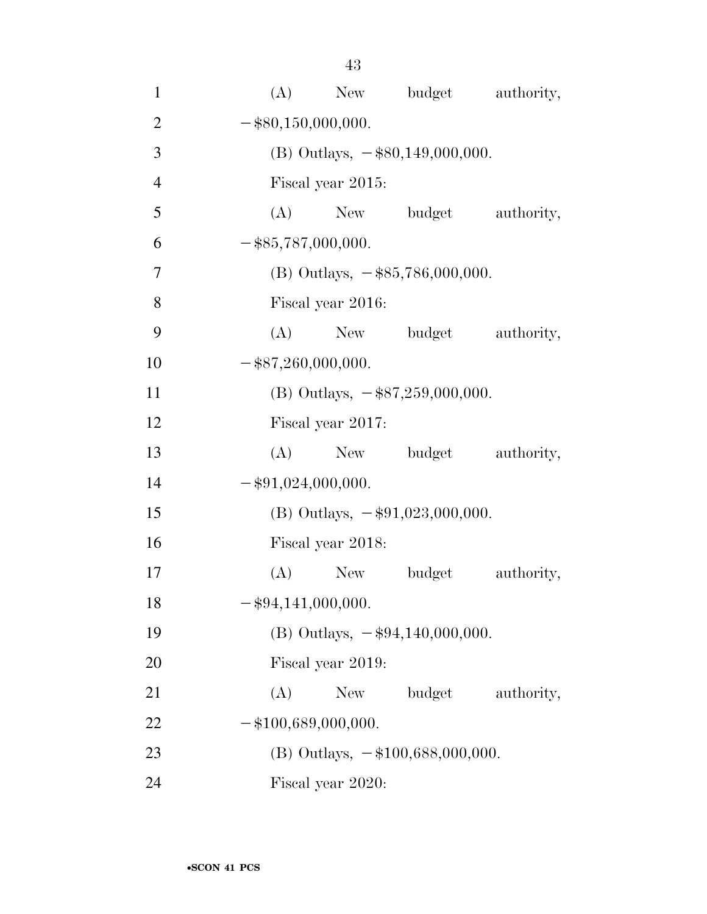(A) New budget authority, −$80,150,000,000.

(B) Outlays, −$80,149,000,000.

Fiscal year 2015:

(A) New budget authority, −$85,787,000,000.

(B) Outlays, −$85,786,000,000.

Fiscal year 2016:

(A) New budget authority, −$87,260,000,000.

(B) Outlays, −$87,259,000,000.

Fiscal year 2017:

(A) New budget authority, −$91,024,000,000.

(B) Outlays, −$91,023,000,000.

Fiscal year 2018:

(A) New budget authority, −$94,141,000,000.

(B) Outlays, −$94,140,000,000.

Fiscal year 2019:

(A) New budget authority, −$100,689,000,000.

(B) Outlays, −$100,688,000,000.

Fiscal year 2020: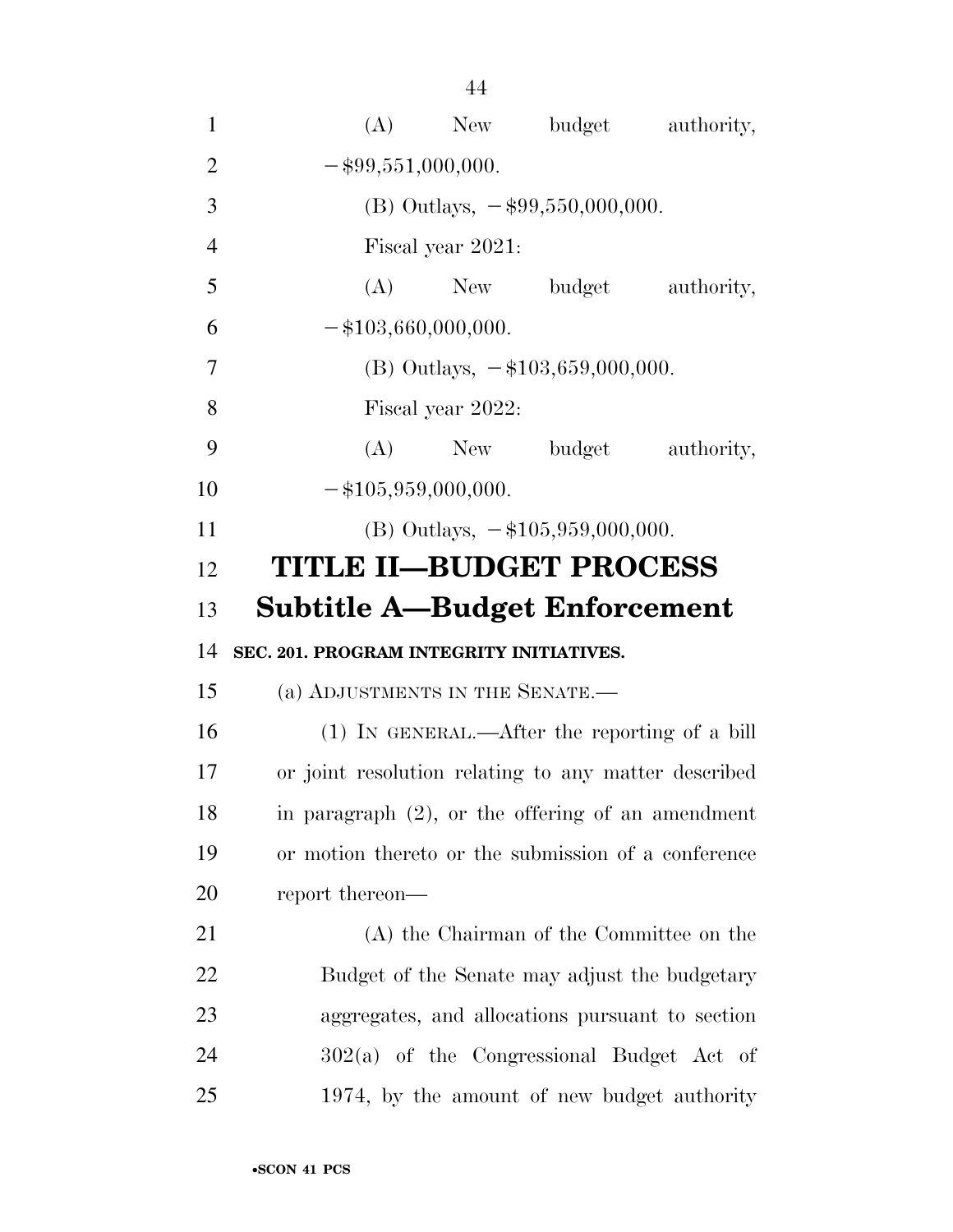(A) New budget authority, −$99,551,000,000.

(B) Outlays, −$99,550,000,000.

Fiscal year 2021:

(A) New budget authority, −$103,660,000,000.

(B) Outlays, −$103,659,000,000.

Fiscal year 2022:

(A) New budget authority, −$105,959,000,000.

(B) Outlays, −$105,959,000,000.

# TITLE II—BUDGET PROCESS

## Subtitle A—Budget Enforcement

### SEC. 201. PROGRAM INTEGRITY INITIATIVES.

(a) ADJUSTMENTS IN THE SENATE.—

(1) IN GENERAL.—After the reporting of a bill or joint resolution relating to any matter described in paragraph (2), or the offering of an amendment or motion thereto or the submission of a conference report thereon—

(A) the Chairman of the Committee on the Budget of the Senate may adjust the budgetary aggregates, and allocations pursuant to section 302(a) of the Congressional Budget Act of 1974, by the amount of new budget authority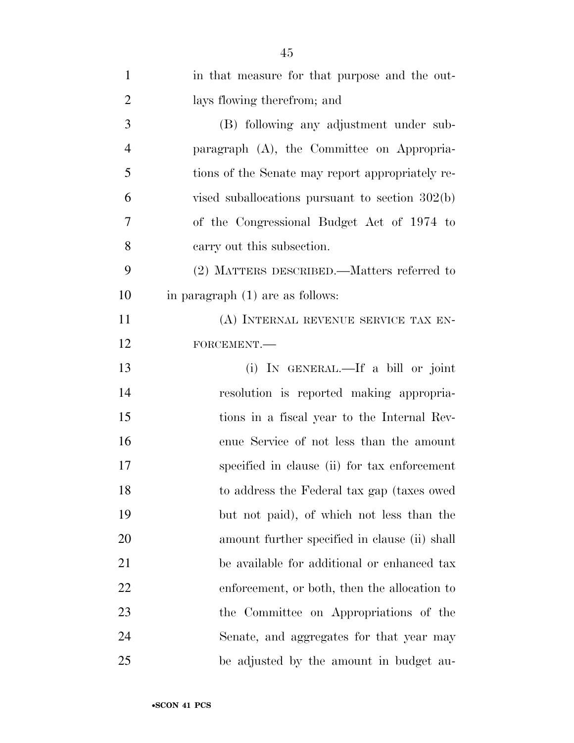in that measure for that purpose and the outlays flowing therefrom; and

(B) following any adjustment under subparagraph (A), the Committee on Appropriations of the Senate may report appropriately revised suballocations pursuant to section 302(b) of the Congressional Budget Act of 1974 to carry out this subsection.

(2) MATTERS DESCRIBED.—Matters referred to in paragraph (1) are as follows:

(A) INTERNAL REVENUE SERVICE TAX ENFORCEMENT.—

(i) IN GENERAL.—If a bill or joint resolution is reported making appropriations in a fiscal year to the Internal Revenue Service of not less than the amount specified in clause (ii) for tax enforcement to address the Federal tax gap (taxes owed but not paid), of which not less than the amount further specified in clause (ii) shall be available for additional or enhanced tax enforcement, or both, then the allocation to the Committee on Appropriations of the Senate, and aggregates for that year may be adjusted by the amount in budget au-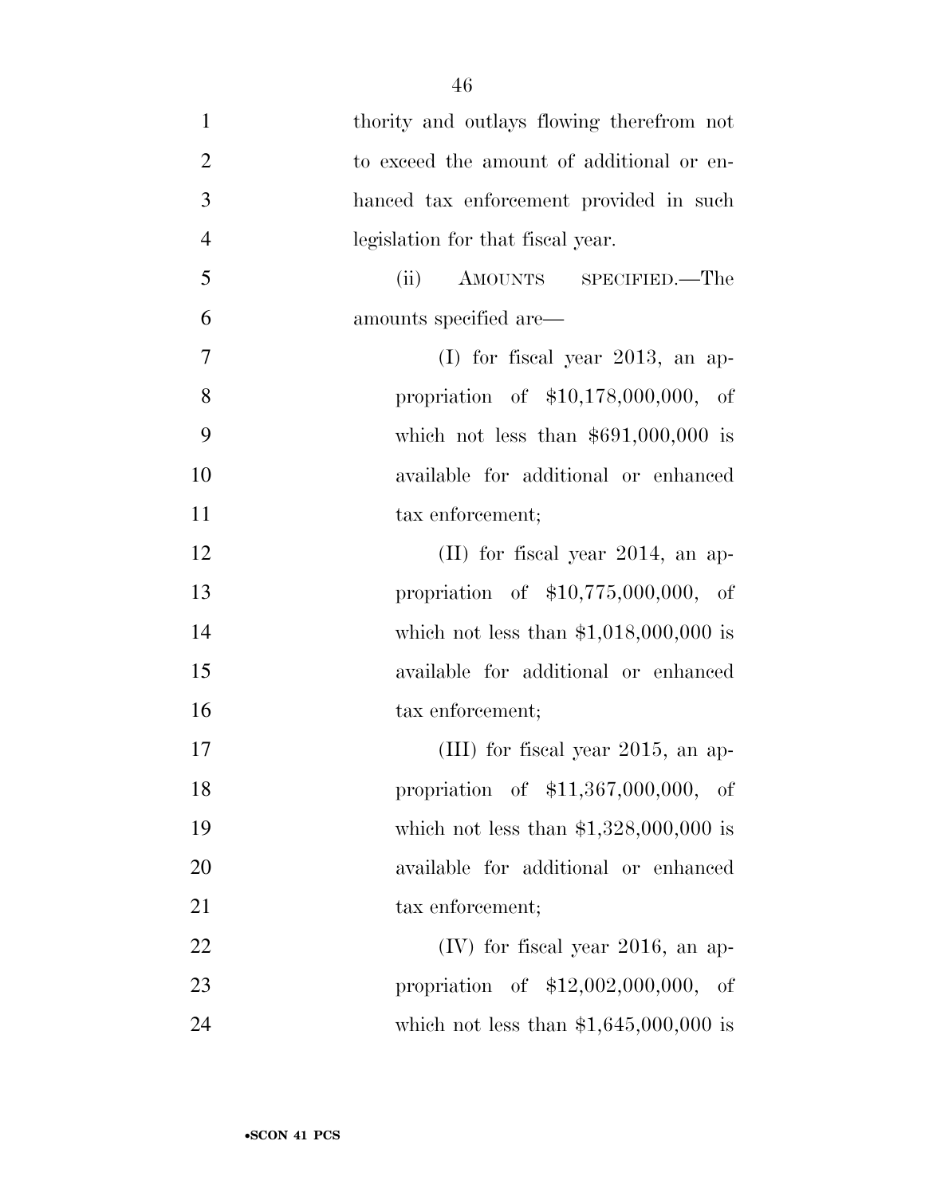thority and outlays flowing therefrom not to exceed the amount of additional or enhanced tax enforcement provided in such legislation for that fiscal year.

(ii) AMOUNTS SPECIFIED.—The amounts specified are—

(I) for fiscal year 2013, an appropriation of $10,178,000,000, of which not less than $691,000,000 is available for additional or enhanced tax enforcement;

(II) for fiscal year 2014, an appropriation of $10,775,000,000, of which not less than $1,018,000,000 is available for additional or enhanced tax enforcement;

(III) for fiscal year 2015, an appropriation of $11,367,000,000, of which not less than $1,328,000,000 is available for additional or enhanced tax enforcement;

(IV) for fiscal year 2016, an appropriation of $12,002,000,000, of which not less than $1,645,000,000 is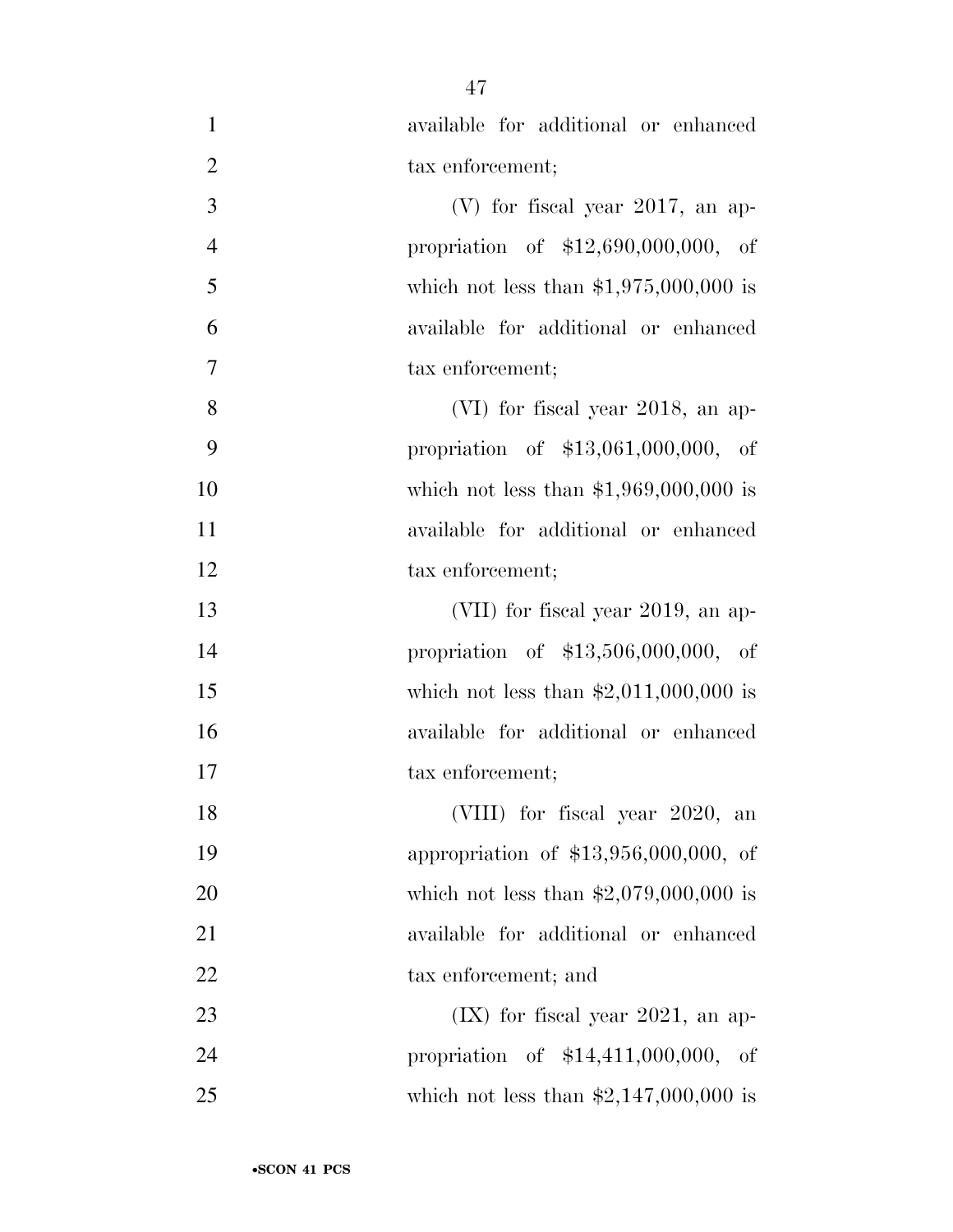available for additional or enhanced tax enforcement;

(V) for fiscal year 2017, an appropriation of $12,690,000,000, of which not less than $1,975,000,000 is available for additional or enhanced tax enforcement;

(VI) for fiscal year 2018, an appropriation of $13,061,000,000, of which not less than $1,969,000,000 is available for additional or enhanced tax enforcement;

(VII) for fiscal year 2019, an appropriation of $13,506,000,000, of which not less than $2,011,000,000 is available for additional or enhanced tax enforcement;

(VIII) for fiscal year 2020, an appropriation of $13,956,000,000, of which not less than $2,079,000,000 is available for additional or enhanced tax enforcement; and

(IX) for fiscal year 2021, an appropriation of $14,411,000,000, of which not less than $2,147,000,000 is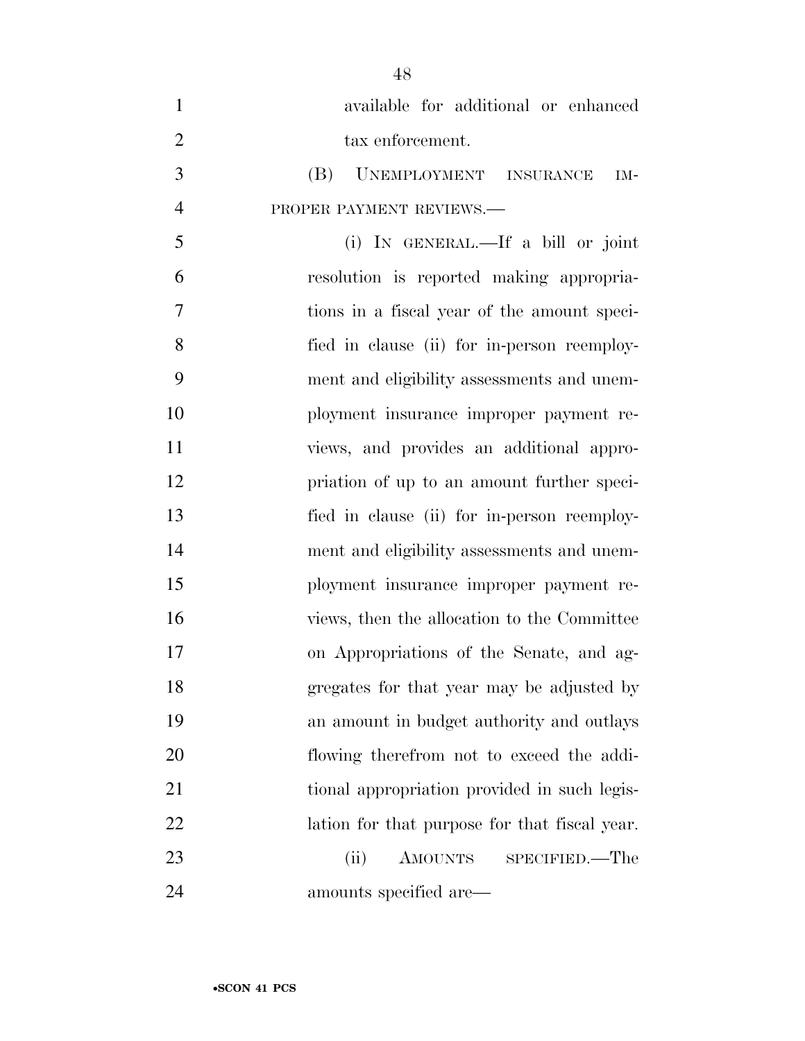available for additional or enhanced tax enforcement.

(B) UNEMPLOYMENT INSURANCE IMPROPER PAYMENT REVIEWS.—

(i) IN GENERAL.—If a bill or joint resolution is reported making appropriations in a fiscal year of the amount specified in clause (ii) for in-person reemployment and eligibility assessments and unemployment insurance improper payment reviews, and provides an additional appropriation of up to an amount further specified in clause (ii) for in-person reemployment and eligibility assessments and unemployment insurance improper payment reviews, then the allocation to the Committee on Appropriations of the Senate, and aggregates for that year may be adjusted by an amount in budget authority and outlays flowing therefrom not to exceed the additional appropriation provided in such legislation for that purpose for that fiscal year.

(ii) AMOUNTS SPECIFIED.—The amounts specified are—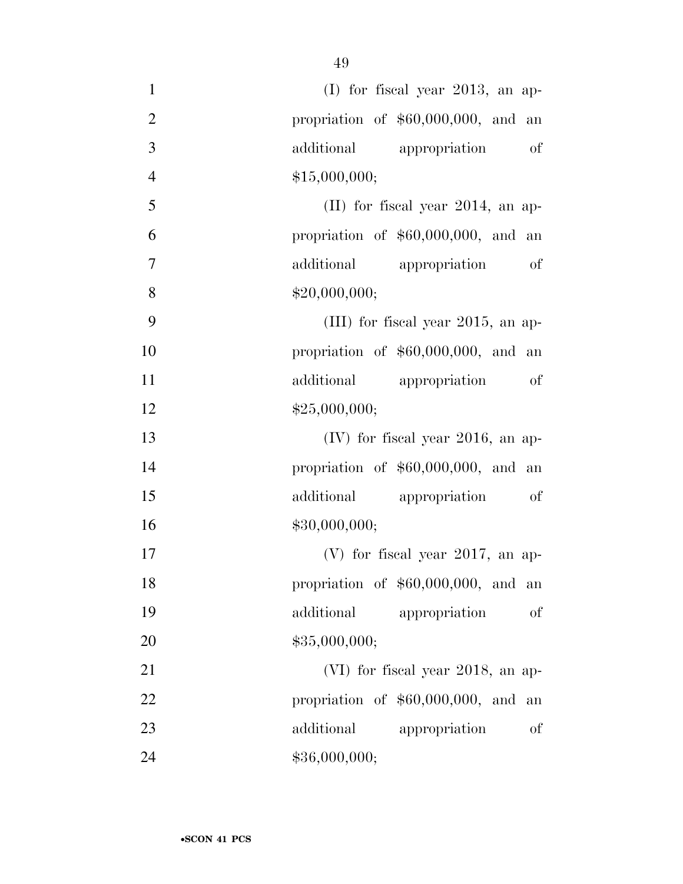(I) for fiscal year 2013, an appropriation of $60,000,000, and an additional appropriation of $15,000,000;

(II) for fiscal year 2014, an appropriation of $60,000,000, and an additional appropriation of $20,000,000;

(III) for fiscal year 2015, an appropriation of $60,000,000, and an additional appropriation of $25,000,000;

(IV) for fiscal year 2016, an appropriation of $60,000,000, and an additional appropriation of $30,000,000;

(V) for fiscal year 2017, an appropriation of $60,000,000, and an additional appropriation of $35,000,000;

(VI) for fiscal year 2018, an appropriation of $60,000,000, and an additional appropriation of $36,000,000;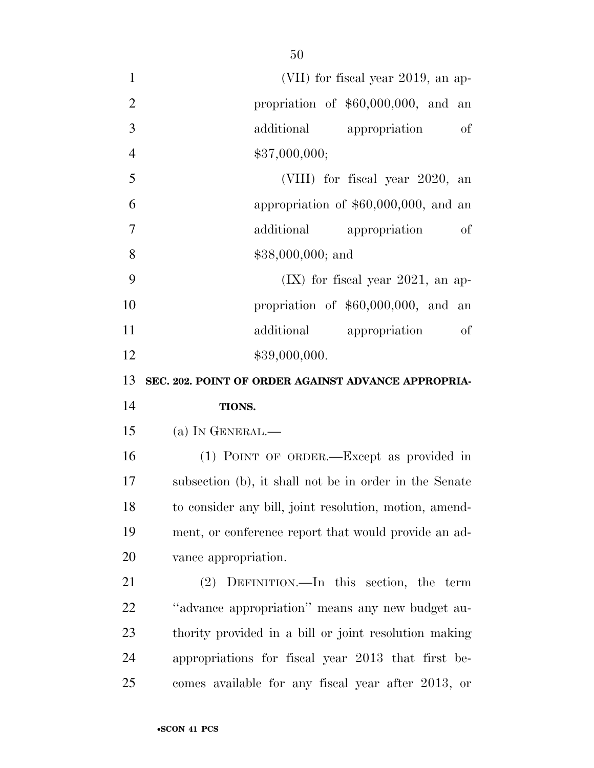(VII) for fiscal year 2019, an appropriation of $60,000,000, and an additional appropriation of $37,000,000;

(VIII) for fiscal year 2020, an appropriation of $60,000,000, and an additional appropriation of $38,000,000; and

(IX) for fiscal year 2021, an appropriation of $60,000,000, and an additional appropriation of $39,000,000.

**SEC. 202. POINT OF ORDER AGAINST ADVANCE APPROPRIATIONS.**

(a) IN GENERAL.—

(1) POINT OF ORDER.—Except as provided in subsection (b), it shall not be in order in the Senate to consider any bill, joint resolution, motion, amendment, or conference report that would provide an advance appropriation.

(2) DEFINITION.—In this section, the term ''advance appropriation'' means any new budget authority provided in a bill or joint resolution making appropriations for fiscal year 2013 that first becomes available for any fiscal year after 2013, or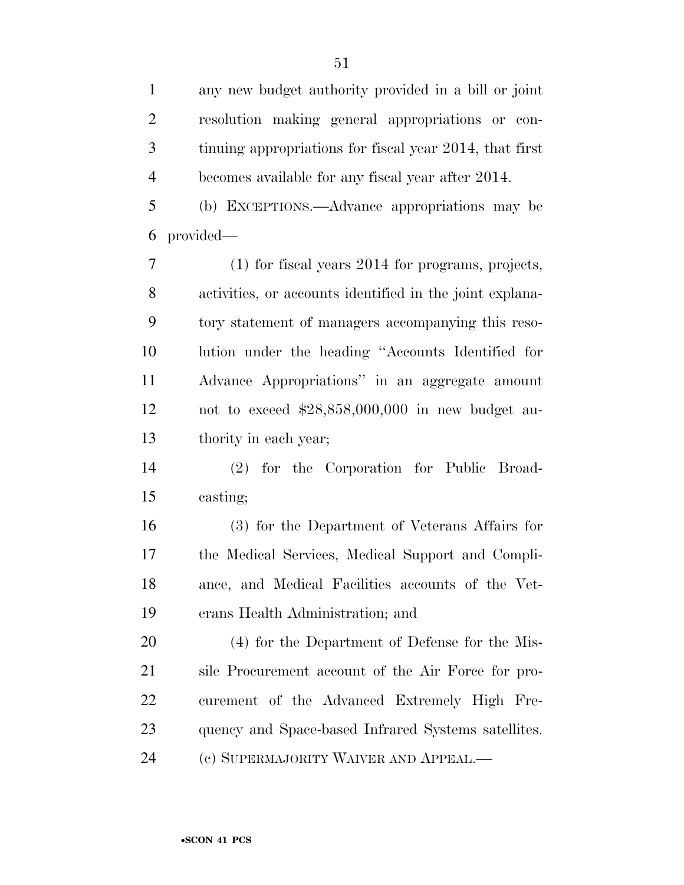any new budget authority provided in a bill or joint resolution making general appropriations or continuing appropriations for fiscal year 2014, that first becomes available for any fiscal year after 2014.

(b) EXCEPTIONS.—Advance appropriations may be provided—

(1) for fiscal years 2014 for programs, projects, activities, or accounts identified in the joint explanatory statement of managers accompanying this resolution under the heading ''Accounts Identified for Advance Appropriations'' in an aggregate amount not to exceed $28,858,000,000 in new budget authority in each year;

(2) for the Corporation for Public Broadcasting;

(3) for the Department of Veterans Affairs for the Medical Services, Medical Support and Compliance, and Medical Facilities accounts of the Veterans Health Administration; and

(4) for the Department of Defense for the Missile Procurement account of the Air Force for procurement of the Advanced Extremely High Frequency and Space-based Infrared Systems satellites.

(c) SUPERMAJORITY WAIVER AND APPEAL.—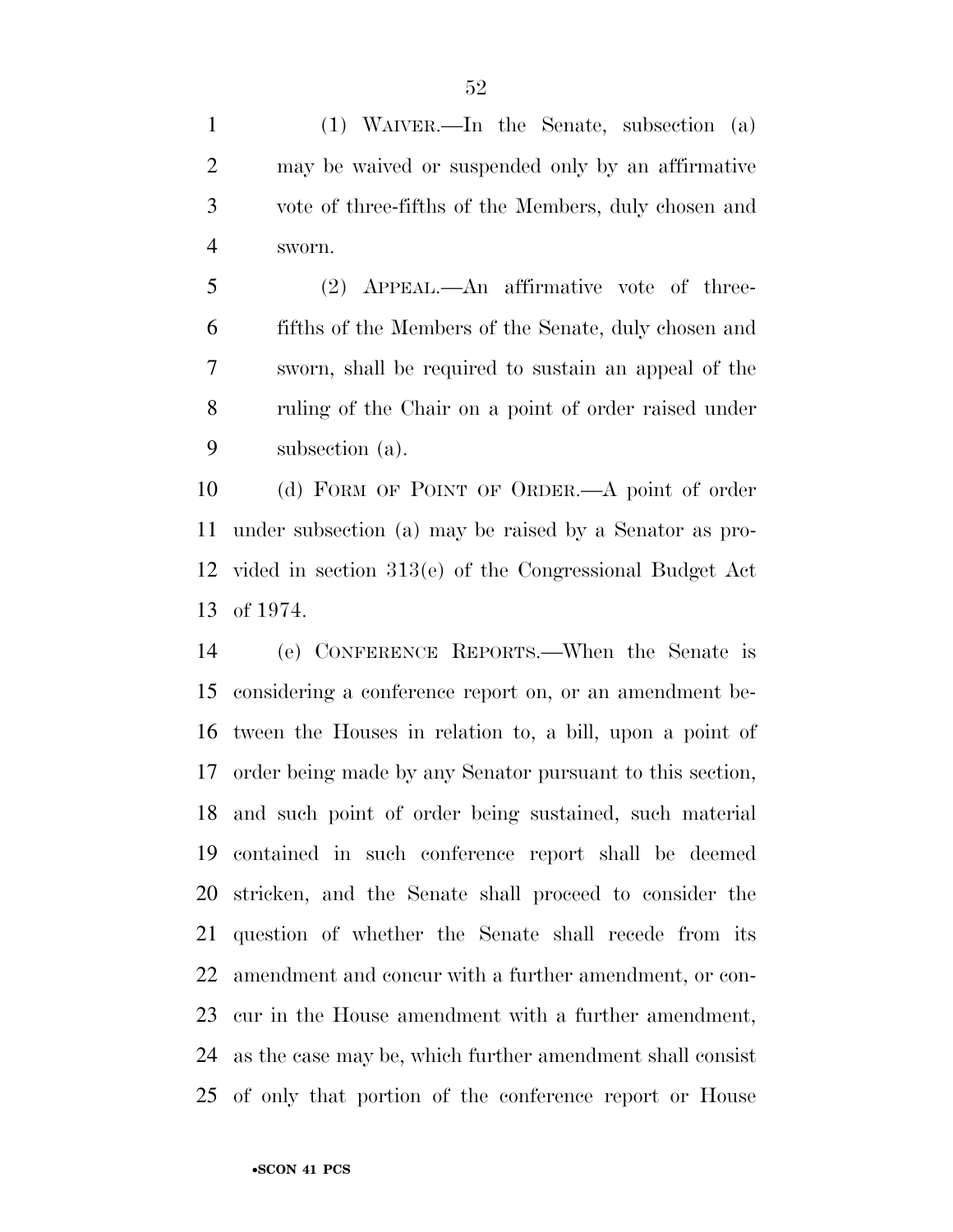(1) WAIVER.—In the Senate, subsection (a) may be waived or suspended only by an affirmative vote of three-fifths of the Members, duly chosen and sworn.

(2) APPEAL.—An affirmative vote of three-fifths of the Members of the Senate, duly chosen and sworn, shall be required to sustain an appeal of the ruling of the Chair on a point of order raised under subsection (a).

(d) FORM OF POINT OF ORDER.—A point of order under subsection (a) may be raised by a Senator as provided in section 313(e) of the Congressional Budget Act of 1974.

(e) CONFERENCE REPORTS.—When the Senate is considering a conference report on, or an amendment between the Houses in relation to, a bill, upon a point of order being made by any Senator pursuant to this section, and such point of order being sustained, such material contained in such conference report shall be deemed stricken, and the Senate shall proceed to consider the question of whether the Senate shall recede from its amendment and concur with a further amendment, or concur in the House amendment with a further amendment, as the case may be, which further amendment shall consist of only that portion of the conference report or House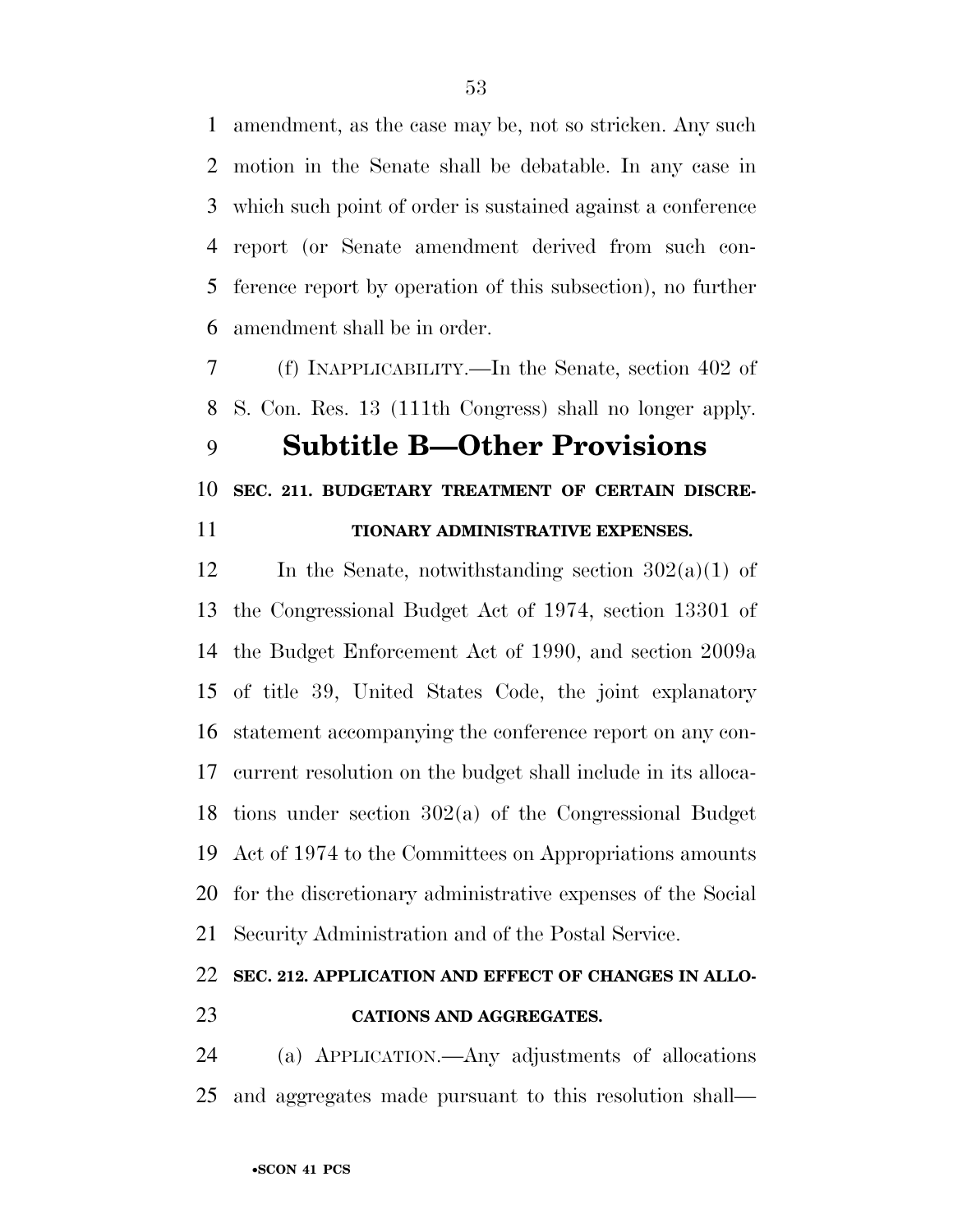amendment, as the case may be, not so stricken. Any such motion in the Senate shall be debatable. In any case in which such point of order is sustained against a conference report (or Senate amendment derived from such conference report by operation of this subsection), no further amendment shall be in order.

(f) INAPPLICABILITY.—In the Senate, section 402 of S. Con. Res. 13 (111th Congress) shall no longer apply.

## Subtitle B—Other Provisions

### SEC. 211. BUDGETARY TREATMENT OF CERTAIN DISCRETIONARY ADMINISTRATIVE EXPENSES.

In the Senate, notwithstanding section 302(a)(1) of the Congressional Budget Act of 1974, section 13301 of the Budget Enforcement Act of 1990, and section 2009a of title 39, United States Code, the joint explanatory statement accompanying the conference report on any concurrent resolution on the budget shall include in its allocations under section 302(a) of the Congressional Budget Act of 1974 to the Committees on Appropriations amounts for the discretionary administrative expenses of the Social Security Administration and of the Postal Service.

### SEC. 212. APPLICATION AND EFFECT OF CHANGES IN ALLOCATIONS AND AGGREGATES.

(a) APPLICATION.—Any adjustments of allocations and aggregates made pursuant to this resolution shall—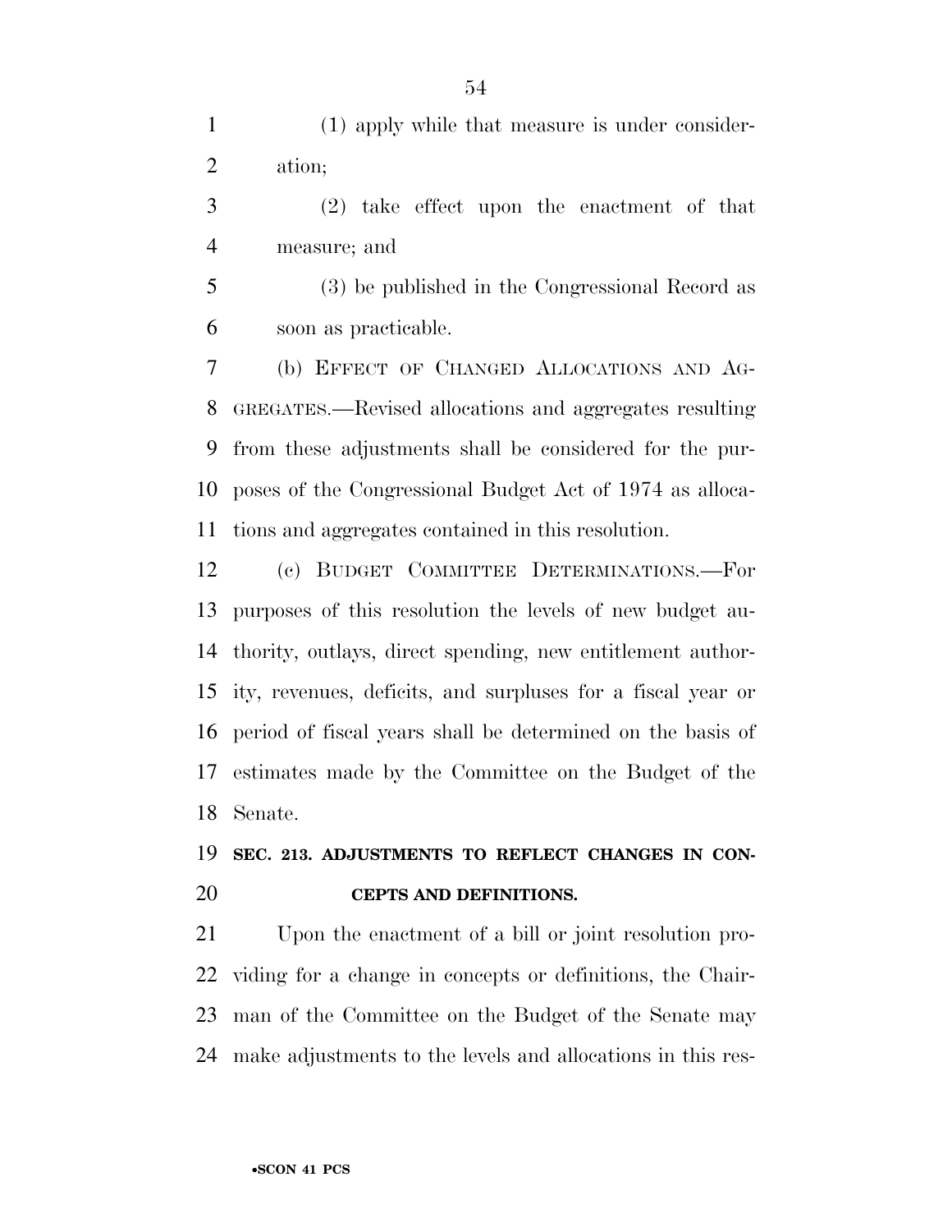(1) apply while that measure is under consideration;

(2) take effect upon the enactment of that measure; and

(3) be published in the Congressional Record as soon as practicable.

(b) EFFECT OF CHANGED ALLOCATIONS AND AGGREGATES.—Revised allocations and aggregates resulting from these adjustments shall be considered for the purposes of the Congressional Budget Act of 1974 as allocations and aggregates contained in this resolution.

(c) BUDGET COMMITTEE DETERMINATIONS.—For purposes of this resolution the levels of new budget authority, outlays, direct spending, new entitlement authority, revenues, deficits, and surpluses for a fiscal year or period of fiscal years shall be determined on the basis of estimates made by the Committee on the Budget of the Senate.

**SEC. 213. ADJUSTMENTS TO REFLECT CHANGES IN CONCEPTS AND DEFINITIONS.**

Upon the enactment of a bill or joint resolution providing for a change in concepts or definitions, the Chairman of the Committee on the Budget of the Senate may make adjustments to the levels and allocations in this res-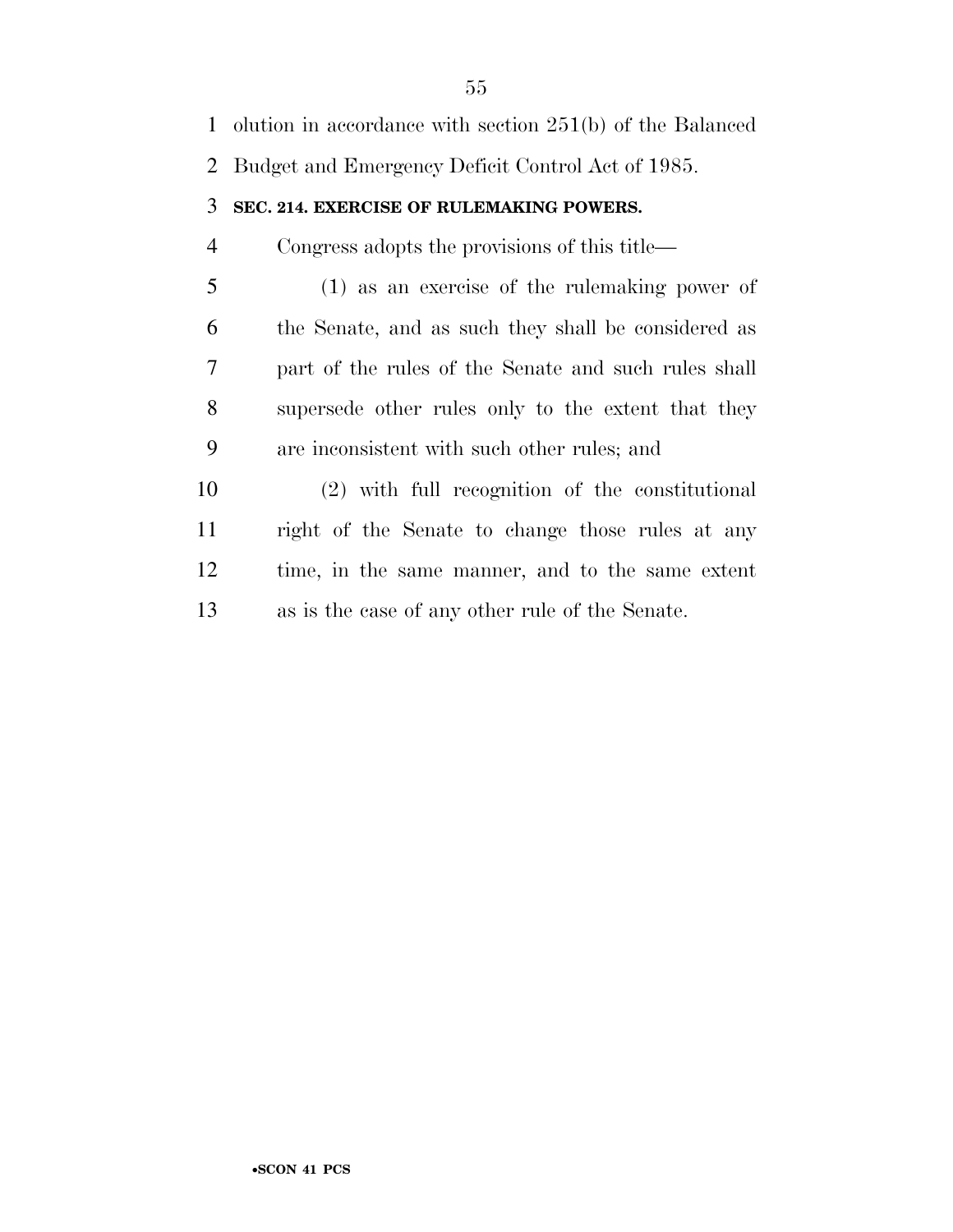olution in accordance with section 251(b) of the Balanced Budget and Emergency Deficit Control Act of 1985.

### SEC. 214. EXERCISE OF RULEMAKING POWERS.

Congress adopts the provisions of this title—

(1) as an exercise of the rulemaking power of the Senate, and as such they shall be considered as part of the rules of the Senate and such rules shall supersede other rules only to the extent that they are inconsistent with such other rules; and

(2) with full recognition of the constitutional right of the Senate to change those rules at any time, in the same manner, and to the same extent as is the case of any other rule of the Senate.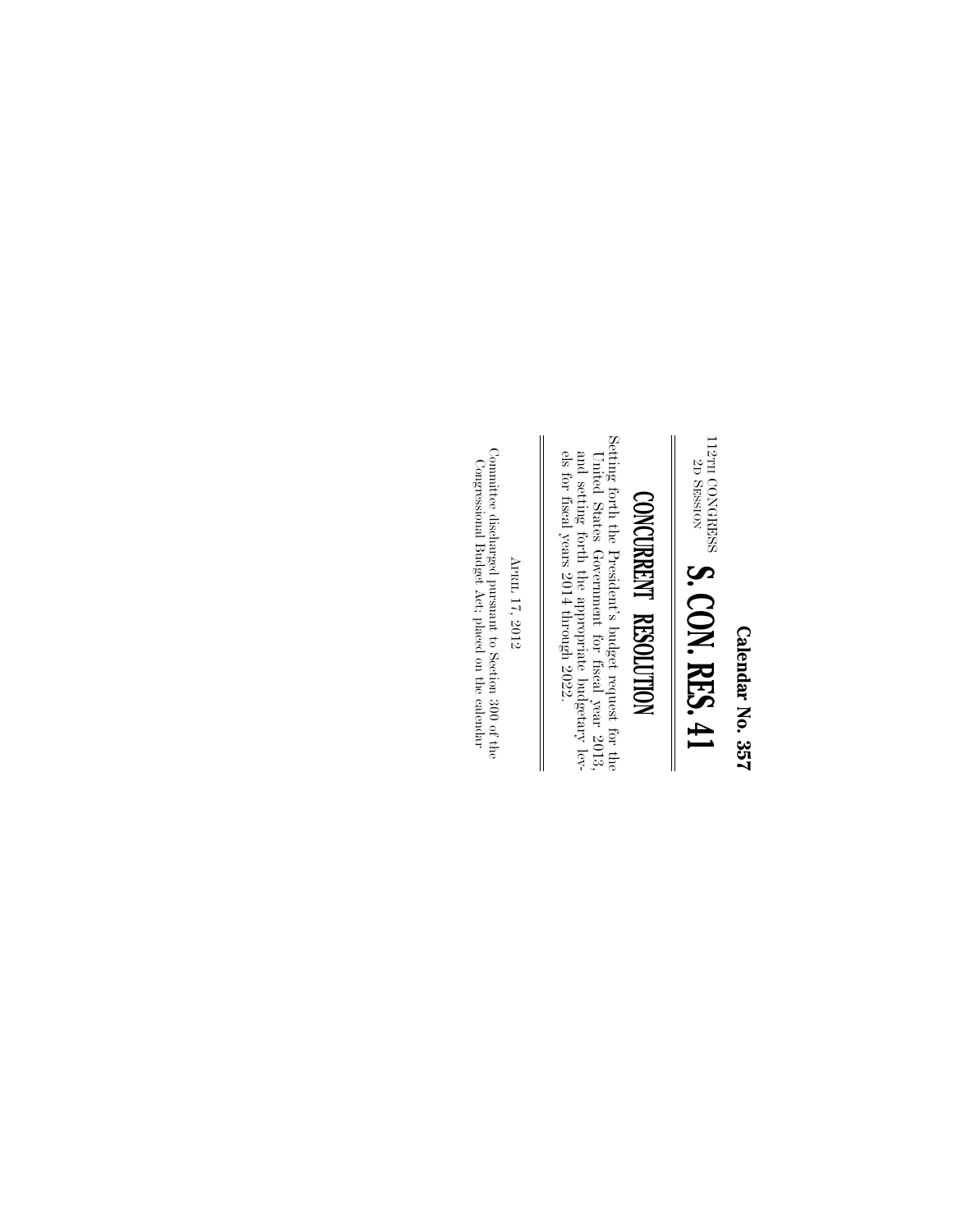Calendar No. 357

112TH CONGRESS
2D SESSION

# S. CON. RES. 41

## CONCURRENT RESOLUTION

Setting forth the President's budget request for the United States Government for fiscal year 2013, and setting forth the appropriate budgetary levels for fiscal years 2014 through 2022.

APRIL 17, 2012

Committee discharged pursuant to Section 300 of the Congressional Budget Act; placed on the calendar